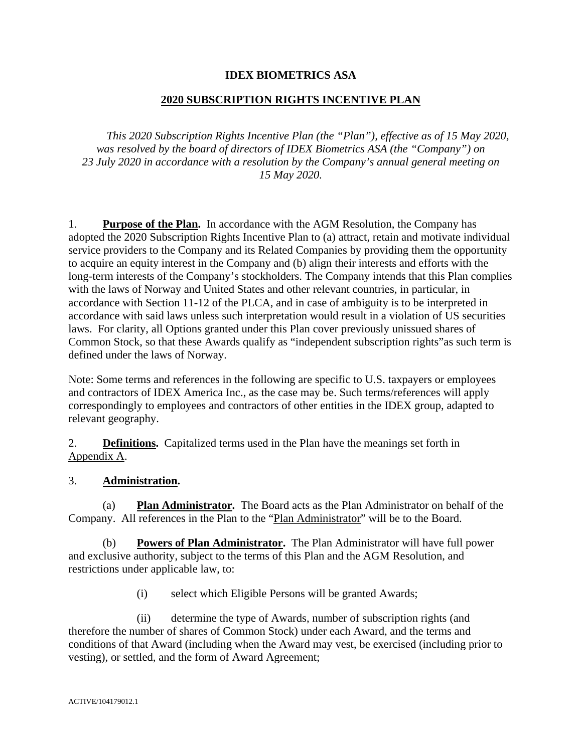**IDEX BIOMETRICS ASA**

**2020 SUBSCRIPTION RIGHTS INCENTIVE PLAN**

*This 2020 Subscription Rights Incentive Plan (the "Plan"), effective as of 15 May 2020, was resolved by the board of directors of IDEX Biometrics ASA (the "Company") on 23 July 2020 in accordance with a resolution by the Company's annual general meeting on 15 May 2020.*

1. **Purpose of the Plan.** In accordance with the AGM Resolution, the Company has adopted the 2020 Subscription Rights Incentive Plan to (a) attract, retain and motivate individual service providers to the Company and its Related Companies by providing them the opportunity to acquire an equity interest in the Company and (b) align their interests and efforts with the long-term interests of the Company's stockholders. The Company intends that this Plan complies with the laws of Norway and United States and other relevant countries, in particular, in accordance with Section 11-12 of the PLCA, and in case of ambiguity is to be interpreted in accordance with said laws unless such interpretation would result in a violation of US securities laws. For clarity, all Options granted under this Plan cover previously unissued shares of Common Stock, so that these Awards qualify as "independent subscription rights"as such term is defined under the laws of Norway.

Note: Some terms and references in the following are specific to U.S. taxpayers or employees and contractors of IDEX America Inc., as the case may be. Such terms/references will apply correspondingly to employees and contractors of other entities in the IDEX group, adapted to relevant geography.

2. **Definitions.** Capitalized terms used in the Plan have the meanings set forth in Appendix A.

3. **Administration.**

(a) **Plan Administrator.** The Board acts as the Plan Administrator on behalf of the Company. All references in the Plan to the "Plan Administrator" will be to the Board.

(b) **Powers of Plan Administrator.** The Plan Administrator will have full power and exclusive authority, subject to the terms of this Plan and the AGM Resolution, and restrictions under applicable law, to:

(i) select which Eligible Persons will be granted Awards;

(ii) determine the type of Awards, number of subscription rights (and therefore the number of shares of Common Stock) under each Award, and the terms and conditions of that Award (including when the Award may vest, be exercised (including prior to vesting), or settled, and the form of Award Agreement;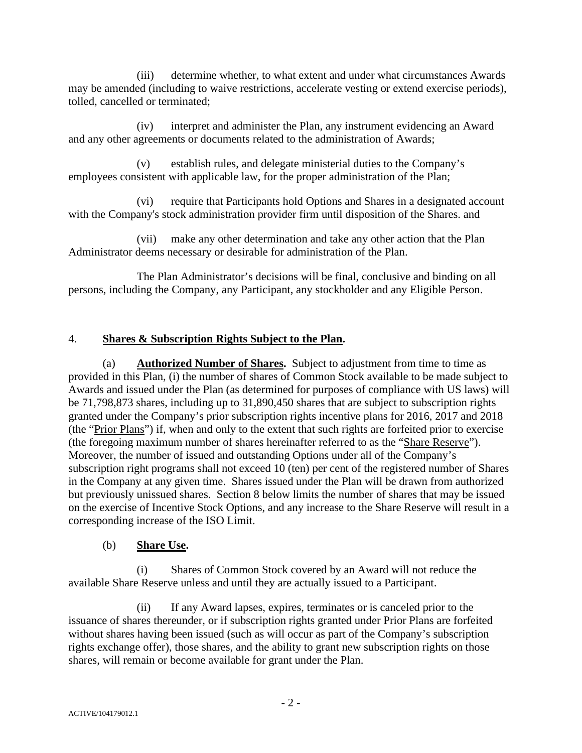(iii) determine whether, to what extent and under what circumstances Awards may be amended (including to waive restrictions, accelerate vesting or extend exercise periods), tolled, cancelled or terminated;

(iv) interpret and administer the Plan, any instrument evidencing an Award and any other agreements or documents related to the administration of Awards;

(v) establish rules, and delegate ministerial duties to the Company's employees consistent with applicable law, for the proper administration of the Plan;

(vi) require that Participants hold Options and Shares in a designated account with the Company's stock administration provider firm until disposition of the Shares. and

(vii) make any other determination and take any other action that the Plan Administrator deems necessary or desirable for administration of the Plan.

The Plan Administrator's decisions will be final, conclusive and binding on all persons, including the Company, any Participant, any stockholder and any Eligible Person.

## 4. **Shares & Subscription Rights Subject to the Plan.**

(a) **Authorized Number of Shares.** Subject to adjustment from time to time as provided in this Plan, (i) the number of shares of Common Stock available to be made subject to Awards and issued under the Plan (as determined for purposes of compliance with US laws) will be 71,798,873 shares, including up to 31,890,450 shares that are subject to subscription rights granted under the Company's prior subscription rights incentive plans for 2016, 2017 and 2018 (the "Prior Plans") if, when and only to the extent that such rights are forfeited prior to exercise (the foregoing maximum number of shares hereinafter referred to as the "Share Reserve"). Moreover, the number of issued and outstanding Options under all of the Company's subscription right programs shall not exceed 10 (ten) per cent of the registered number of Shares in the Company at any given time. Shares issued under the Plan will be drawn from authorized but previously unissued shares. Section 8 below limits the number of shares that may be issued on the exercise of Incentive Stock Options, and any increase to the Share Reserve will result in a corresponding increase of the ISO Limit.

(b) **Share Use.**

(i) Shares of Common Stock covered by an Award will not reduce the available Share Reserve unless and until they are actually issued to a Participant.

(ii) If any Award lapses, expires, terminates or is canceled prior to the issuance of shares thereunder, or if subscription rights granted under Prior Plans are forfeited without shares having been issued (such as will occur as part of the Company's subscription rights exchange offer), those shares, and the ability to grant new subscription rights on those shares, will remain or become available for grant under the Plan.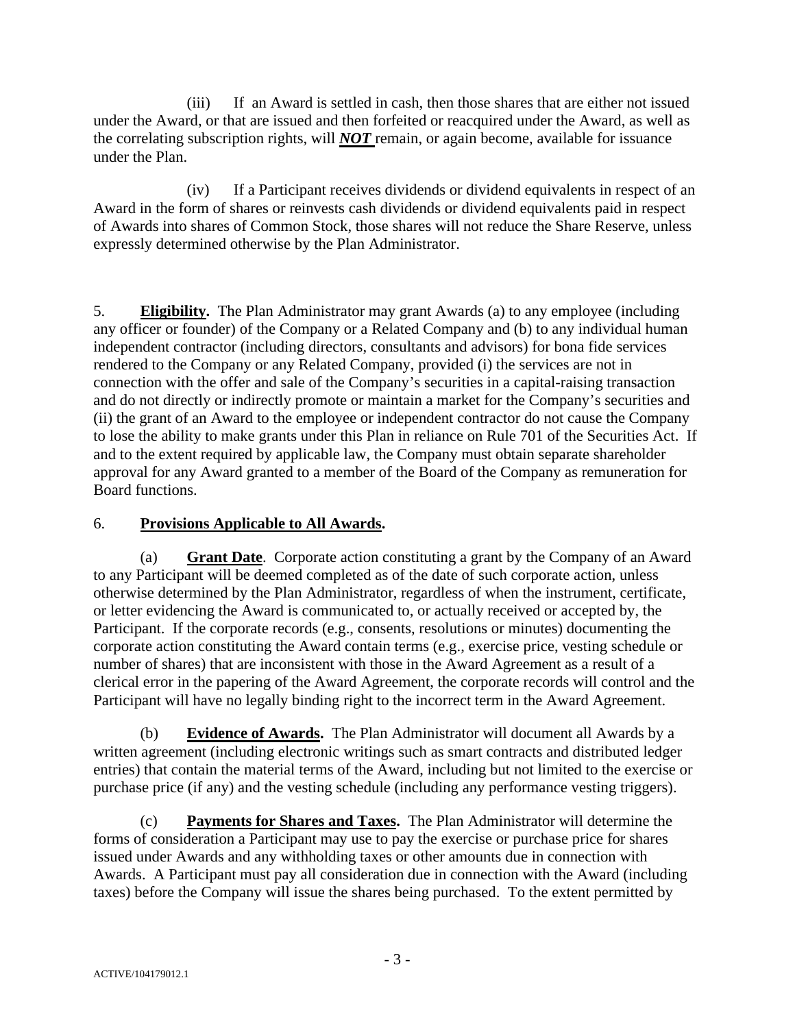(iii) If an Award is settled in cash, then those shares that are either not issued under the Award, or that are issued and then forfeited or reacquired under the Award, as well as the correlating subscription rights, will ***NOT*** remain, or again become, available for issuance under the Plan.

(iv) If a Participant receives dividends or dividend equivalents in respect of an Award in the form of shares or reinvests cash dividends or dividend equivalents paid in respect of Awards into shares of Common Stock, those shares will not reduce the Share Reserve, unless expressly determined otherwise by the Plan Administrator.

5. **Eligibility.** The Plan Administrator may grant Awards (a) to any employee (including any officer or founder) of the Company or a Related Company and (b) to any individual human independent contractor (including directors, consultants and advisors) for bona fide services rendered to the Company or any Related Company, provided (i) the services are not in connection with the offer and sale of the Company's securities in a capital-raising transaction and do not directly or indirectly promote or maintain a market for the Company's securities and (ii) the grant of an Award to the employee or independent contractor do not cause the Company to lose the ability to make grants under this Plan in reliance on Rule 701 of the Securities Act. If and to the extent required by applicable law, the Company must obtain separate shareholder approval for any Award granted to a member of the Board of the Company as remuneration for Board functions.

6. **Provisions Applicable to All Awards.**

(a) **Grant Date**. Corporate action constituting a grant by the Company of an Award to any Participant will be deemed completed as of the date of such corporate action, unless otherwise determined by the Plan Administrator, regardless of when the instrument, certificate, or letter evidencing the Award is communicated to, or actually received or accepted by, the Participant. If the corporate records (e.g., consents, resolutions or minutes) documenting the corporate action constituting the Award contain terms (e.g., exercise price, vesting schedule or number of shares) that are inconsistent with those in the Award Agreement as a result of a clerical error in the papering of the Award Agreement, the corporate records will control and the Participant will have no legally binding right to the incorrect term in the Award Agreement.

(b) **Evidence of Awards.** The Plan Administrator will document all Awards by a written agreement (including electronic writings such as smart contracts and distributed ledger entries) that contain the material terms of the Award, including but not limited to the exercise or purchase price (if any) and the vesting schedule (including any performance vesting triggers).

(c) **Payments for Shares and Taxes.** The Plan Administrator will determine the forms of consideration a Participant may use to pay the exercise or purchase price for shares issued under Awards and any withholding taxes or other amounts due in connection with Awards. A Participant must pay all consideration due in connection with the Award (including taxes) before the Company will issue the shares being purchased. To the extent permitted by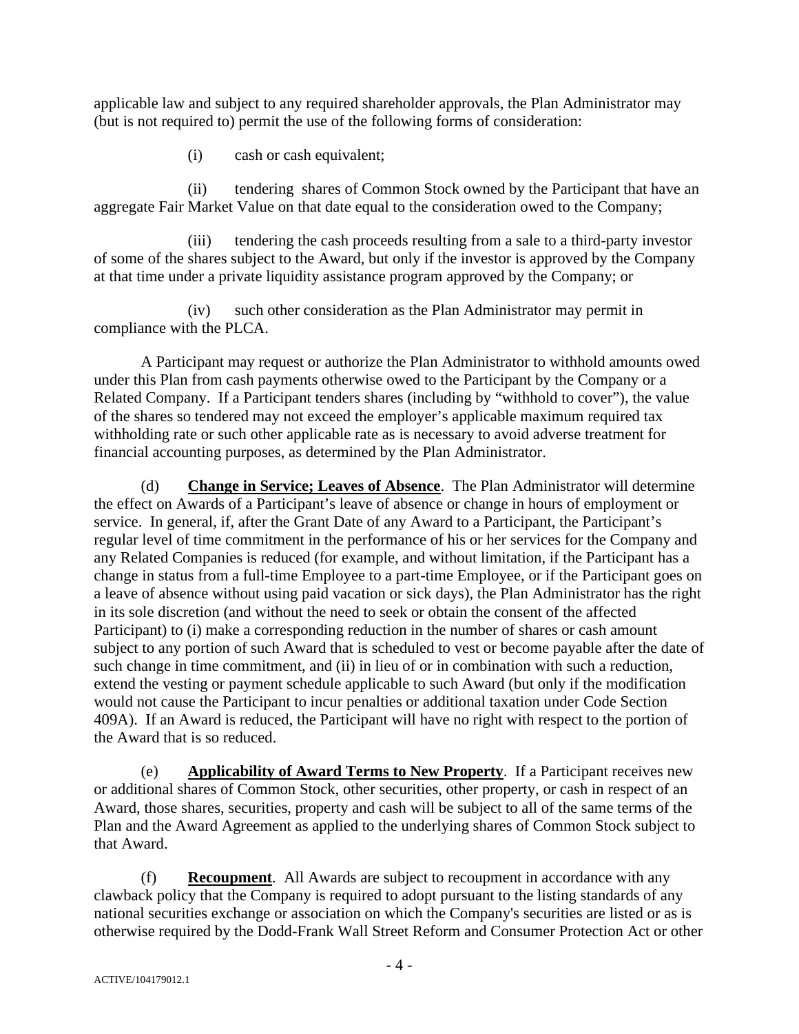applicable law and subject to any required shareholder approvals, the Plan Administrator may (but is not required to) permit the use of the following forms of consideration:

(i) cash or cash equivalent;

(ii) tendering shares of Common Stock owned by the Participant that have an aggregate Fair Market Value on that date equal to the consideration owed to the Company;

(iii) tendering the cash proceeds resulting from a sale to a third-party investor of some of the shares subject to the Award, but only if the investor is approved by the Company at that time under a private liquidity assistance program approved by the Company; or

(iv) such other consideration as the Plan Administrator may permit in compliance with the PLCA.

A Participant may request or authorize the Plan Administrator to withhold amounts owed under this Plan from cash payments otherwise owed to the Participant by the Company or a Related Company. If a Participant tenders shares (including by "withhold to cover"), the value of the shares so tendered may not exceed the employer's applicable maximum required tax withholding rate or such other applicable rate as is necessary to avoid adverse treatment for financial accounting purposes, as determined by the Plan Administrator.

(d) **Change in Service; Leaves of Absence**. The Plan Administrator will determine the effect on Awards of a Participant's leave of absence or change in hours of employment or service. In general, if, after the Grant Date of any Award to a Participant, the Participant's regular level of time commitment in the performance of his or her services for the Company and any Related Companies is reduced (for example, and without limitation, if the Participant has a change in status from a full-time Employee to a part-time Employee, or if the Participant goes on a leave of absence without using paid vacation or sick days), the Plan Administrator has the right in its sole discretion (and without the need to seek or obtain the consent of the affected Participant) to (i) make a corresponding reduction in the number of shares or cash amount subject to any portion of such Award that is scheduled to vest or become payable after the date of such change in time commitment, and (ii) in lieu of or in combination with such a reduction, extend the vesting or payment schedule applicable to such Award (but only if the modification would not cause the Participant to incur penalties or additional taxation under Code Section 409A). If an Award is reduced, the Participant will have no right with respect to the portion of the Award that is so reduced.

(e) **Applicability of Award Terms to New Property**. If a Participant receives new or additional shares of Common Stock, other securities, other property, or cash in respect of an Award, those shares, securities, property and cash will be subject to all of the same terms of the Plan and the Award Agreement as applied to the underlying shares of Common Stock subject to that Award.

(f) **Recoupment**. All Awards are subject to recoupment in accordance with any clawback policy that the Company is required to adopt pursuant to the listing standards of any national securities exchange or association on which the Company's securities are listed or as is otherwise required by the Dodd-Frank Wall Street Reform and Consumer Protection Act or other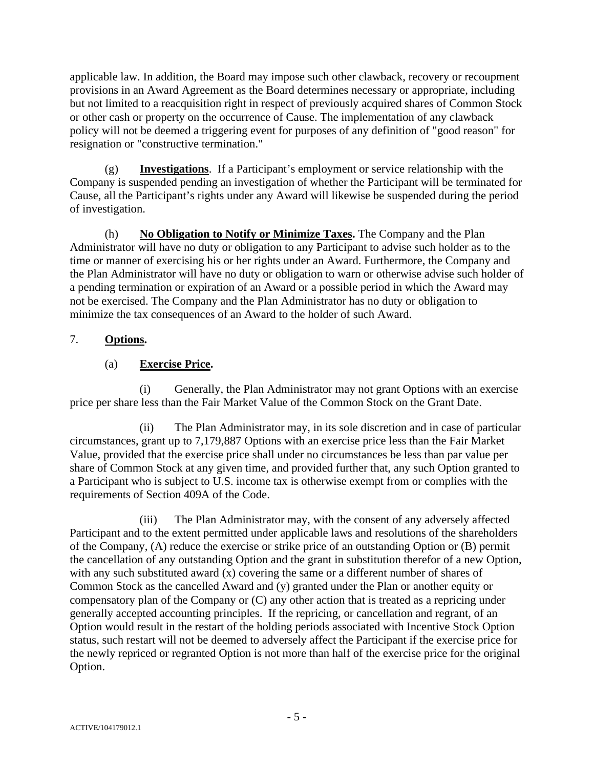applicable law. In addition, the Board may impose such other clawback, recovery or recoupment provisions in an Award Agreement as the Board determines necessary or appropriate, including but not limited to a reacquisition right in respect of previously acquired shares of Common Stock or other cash or property on the occurrence of Cause. The implementation of any clawback policy will not be deemed a triggering event for purposes of any definition of "good reason" for resignation or "constructive termination."

(g) **Investigations**. If a Participant's employment or service relationship with the Company is suspended pending an investigation of whether the Participant will be terminated for Cause, all the Participant's rights under any Award will likewise be suspended during the period of investigation.

(h) **No Obligation to Notify or Minimize Taxes.** The Company and the Plan Administrator will have no duty or obligation to any Participant to advise such holder as to the time or manner of exercising his or her rights under an Award. Furthermore, the Company and the Plan Administrator will have no duty or obligation to warn or otherwise advise such holder of a pending termination or expiration of an Award or a possible period in which the Award may not be exercised. The Company and the Plan Administrator has no duty or obligation to minimize the tax consequences of an Award to the holder of such Award.

7. **Options.**

(a) **Exercise Price.**

(i) Generally, the Plan Administrator may not grant Options with an exercise price per share less than the Fair Market Value of the Common Stock on the Grant Date.

(ii) The Plan Administrator may, in its sole discretion and in case of particular circumstances, grant up to 7,179,887 Options with an exercise price less than the Fair Market Value, provided that the exercise price shall under no circumstances be less than par value per share of Common Stock at any given time, and provided further that, any such Option granted to a Participant who is subject to U.S. income tax is otherwise exempt from or complies with the requirements of Section 409A of the Code.

(iii) The Plan Administrator may, with the consent of any adversely affected Participant and to the extent permitted under applicable laws and resolutions of the shareholders of the Company, (A) reduce the exercise or strike price of an outstanding Option or (B) permit the cancellation of any outstanding Option and the grant in substitution therefor of a new Option, with any such substituted award (x) covering the same or a different number of shares of Common Stock as the cancelled Award and (y) granted under the Plan or another equity or compensatory plan of the Company or (C) any other action that is treated as a repricing under generally accepted accounting principles. If the repricing, or cancellation and regrant, of an Option would result in the restart of the holding periods associated with Incentive Stock Option status, such restart will not be deemed to adversely affect the Participant if the exercise price for the newly repriced or regranted Option is not more than half of the exercise price for the original Option.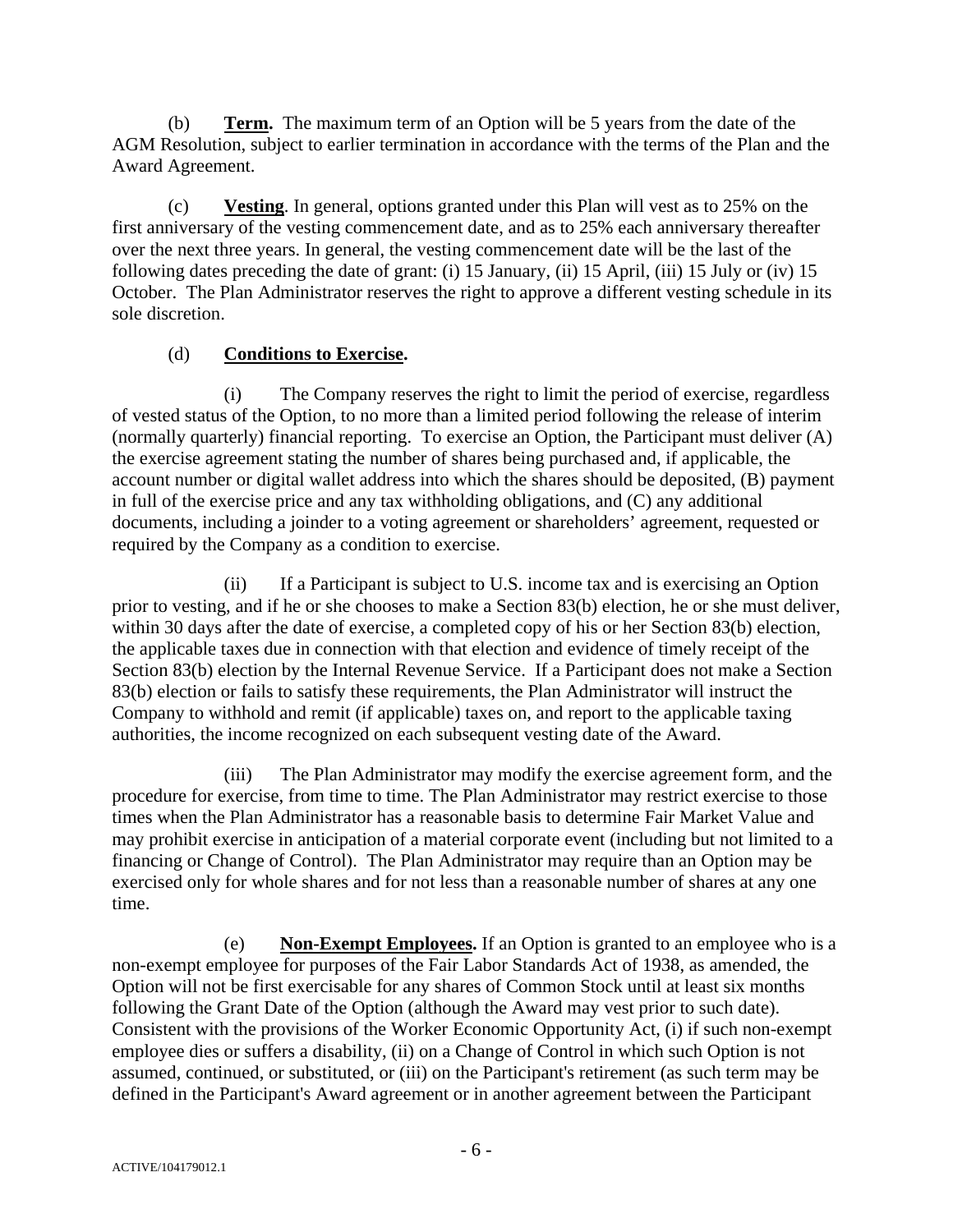(b) **Term.** The maximum term of an Option will be 5 years from the date of the AGM Resolution, subject to earlier termination in accordance with the terms of the Plan and the Award Agreement.

(c) **Vesting**. In general, options granted under this Plan will vest as to 25% on the first anniversary of the vesting commencement date, and as to 25% each anniversary thereafter over the next three years. In general, the vesting commencement date will be the last of the following dates preceding the date of grant: (i) 15 January, (ii) 15 April, (iii) 15 July or (iv) 15 October. The Plan Administrator reserves the right to approve a different vesting schedule in its sole discretion.

(d) **Conditions to Exercise.**

(i) The Company reserves the right to limit the period of exercise, regardless of vested status of the Option, to no more than a limited period following the release of interim (normally quarterly) financial reporting. To exercise an Option, the Participant must deliver (A) the exercise agreement stating the number of shares being purchased and, if applicable, the account number or digital wallet address into which the shares should be deposited, (B) payment in full of the exercise price and any tax withholding obligations, and (C) any additional documents, including a joinder to a voting agreement or shareholders' agreement, requested or required by the Company as a condition to exercise.

(ii) If a Participant is subject to U.S. income tax and is exercising an Option prior to vesting, and if he or she chooses to make a Section 83(b) election, he or she must deliver, within 30 days after the date of exercise, a completed copy of his or her Section 83(b) election, the applicable taxes due in connection with that election and evidence of timely receipt of the Section 83(b) election by the Internal Revenue Service. If a Participant does not make a Section 83(b) election or fails to satisfy these requirements, the Plan Administrator will instruct the Company to withhold and remit (if applicable) taxes on, and report to the applicable taxing authorities, the income recognized on each subsequent vesting date of the Award.

(iii) The Plan Administrator may modify the exercise agreement form, and the procedure for exercise, from time to time. The Plan Administrator may restrict exercise to those times when the Plan Administrator has a reasonable basis to determine Fair Market Value and may prohibit exercise in anticipation of a material corporate event (including but not limited to a financing or Change of Control). The Plan Administrator may require than an Option may be exercised only for whole shares and for not less than a reasonable number of shares at any one time.

(e) **Non-Exempt Employees.** If an Option is granted to an employee who is a non-exempt employee for purposes of the Fair Labor Standards Act of 1938, as amended, the Option will not be first exercisable for any shares of Common Stock until at least six months following the Grant Date of the Option (although the Award may vest prior to such date). Consistent with the provisions of the Worker Economic Opportunity Act, (i) if such non-exempt employee dies or suffers a disability, (ii) on a Change of Control in which such Option is not assumed, continued, or substituted, or (iii) on the Participant's retirement (as such term may be defined in the Participant's Award agreement or in another agreement between the Participant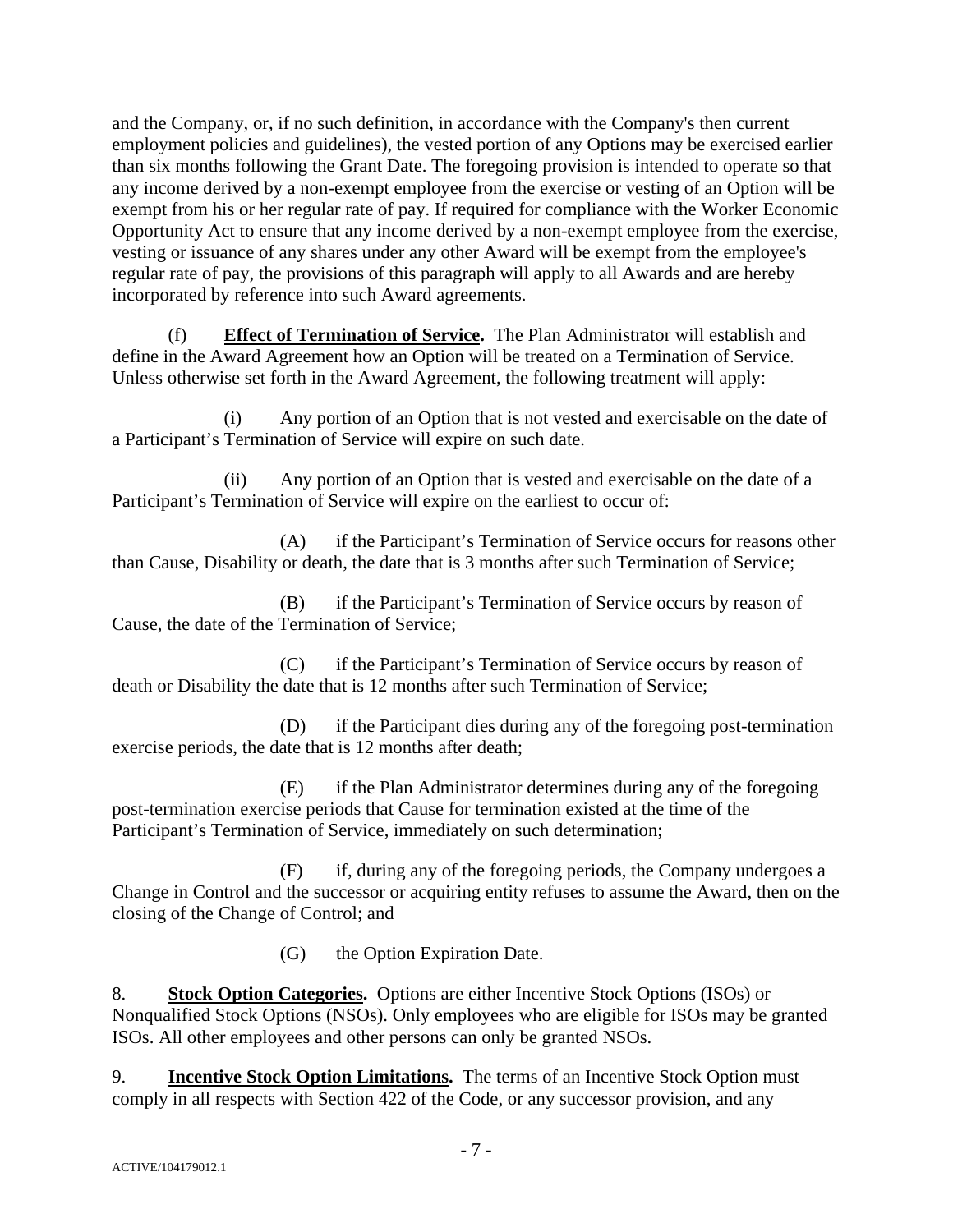and the Company, or, if no such definition, in accordance with the Company's then current employment policies and guidelines), the vested portion of any Options may be exercised earlier than six months following the Grant Date. The foregoing provision is intended to operate so that any income derived by a non-exempt employee from the exercise or vesting of an Option will be exempt from his or her regular rate of pay. If required for compliance with the Worker Economic Opportunity Act to ensure that any income derived by a non-exempt employee from the exercise, vesting or issuance of any shares under any other Award will be exempt from the employee's regular rate of pay, the provisions of this paragraph will apply to all Awards and are hereby incorporated by reference into such Award agreements.

(f) **Effect of Termination of Service.** The Plan Administrator will establish and define in the Award Agreement how an Option will be treated on a Termination of Service. Unless otherwise set forth in the Award Agreement, the following treatment will apply:

(i) Any portion of an Option that is not vested and exercisable on the date of a Participant's Termination of Service will expire on such date.

(ii) Any portion of an Option that is vested and exercisable on the date of a Participant's Termination of Service will expire on the earliest to occur of:

(A) if the Participant's Termination of Service occurs for reasons other than Cause, Disability or death, the date that is 3 months after such Termination of Service;

(B) if the Participant's Termination of Service occurs by reason of Cause, the date of the Termination of Service;

(C) if the Participant's Termination of Service occurs by reason of death or Disability the date that is 12 months after such Termination of Service;

(D) if the Participant dies during any of the foregoing post-termination exercise periods, the date that is 12 months after death;

(E) if the Plan Administrator determines during any of the foregoing post-termination exercise periods that Cause for termination existed at the time of the Participant's Termination of Service, immediately on such determination;

(F) if, during any of the foregoing periods, the Company undergoes a Change in Control and the successor or acquiring entity refuses to assume the Award, then on the closing of the Change of Control; and

(G) the Option Expiration Date.

8. **Stock Option Categories.** Options are either Incentive Stock Options (ISOs) or Nonqualified Stock Options (NSOs). Only employees who are eligible for ISOs may be granted ISOs. All other employees and other persons can only be granted NSOs.

9. **Incentive Stock Option Limitations.** The terms of an Incentive Stock Option must comply in all respects with Section 422 of the Code, or any successor provision, and any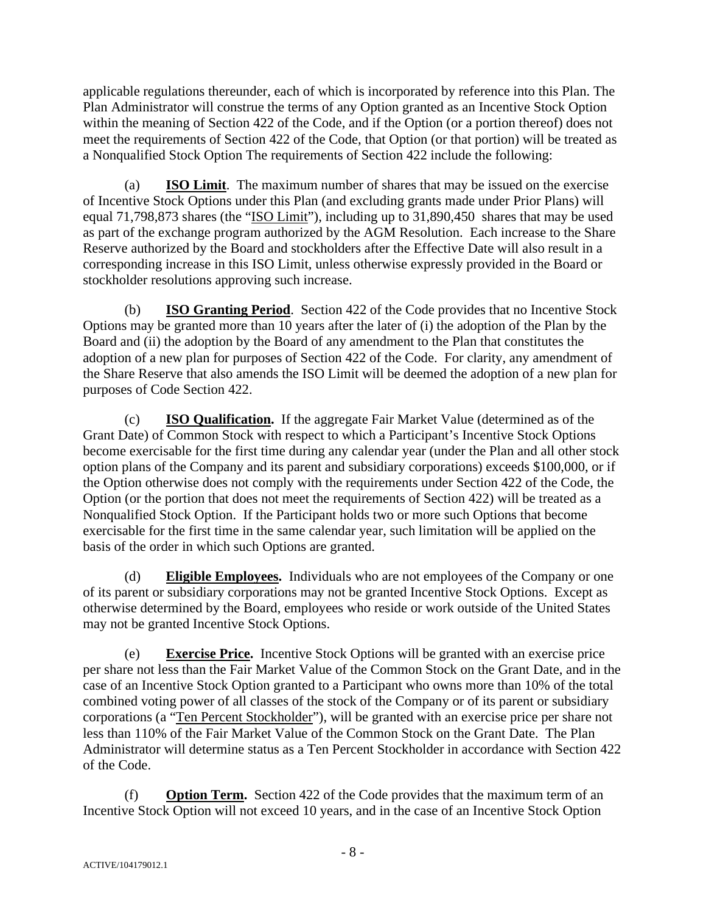applicable regulations thereunder, each of which is incorporated by reference into this Plan. The Plan Administrator will construe the terms of any Option granted as an Incentive Stock Option within the meaning of Section 422 of the Code, and if the Option (or a portion thereof) does not meet the requirements of Section 422 of the Code, that Option (or that portion) will be treated as a Nonqualified Stock Option The requirements of Section 422 include the following:

(a) **ISO Limit**. The maximum number of shares that may be issued on the exercise of Incentive Stock Options under this Plan (and excluding grants made under Prior Plans) will equal 71,798,873 shares (the "ISO Limit"), including up to 31,890,450 shares that may be used as part of the exchange program authorized by the AGM Resolution. Each increase to the Share Reserve authorized by the Board and stockholders after the Effective Date will also result in a corresponding increase in this ISO Limit, unless otherwise expressly provided in the Board or stockholder resolutions approving such increase.

(b) **ISO Granting Period**. Section 422 of the Code provides that no Incentive Stock Options may be granted more than 10 years after the later of (i) the adoption of the Plan by the Board and (ii) the adoption by the Board of any amendment to the Plan that constitutes the adoption of a new plan for purposes of Section 422 of the Code. For clarity, any amendment of the Share Reserve that also amends the ISO Limit will be deemed the adoption of a new plan for purposes of Code Section 422.

(c) **ISO Qualification.** If the aggregate Fair Market Value (determined as of the Grant Date) of Common Stock with respect to which a Participant's Incentive Stock Options become exercisable for the first time during any calendar year (under the Plan and all other stock option plans of the Company and its parent and subsidiary corporations) exceeds \$100,000, or if the Option otherwise does not comply with the requirements under Section 422 of the Code, the Option (or the portion that does not meet the requirements of Section 422) will be treated as a Nonqualified Stock Option. If the Participant holds two or more such Options that become exercisable for the first time in the same calendar year, such limitation will be applied on the basis of the order in which such Options are granted.

(d) **Eligible Employees.** Individuals who are not employees of the Company or one of its parent or subsidiary corporations may not be granted Incentive Stock Options. Except as otherwise determined by the Board, employees who reside or work outside of the United States may not be granted Incentive Stock Options.

(e) **Exercise Price.** Incentive Stock Options will be granted with an exercise price per share not less than the Fair Market Value of the Common Stock on the Grant Date, and in the case of an Incentive Stock Option granted to a Participant who owns more than 10% of the total combined voting power of all classes of the stock of the Company or of its parent or subsidiary corporations (a "Ten Percent Stockholder"), will be granted with an exercise price per share not less than 110% of the Fair Market Value of the Common Stock on the Grant Date. The Plan Administrator will determine status as a Ten Percent Stockholder in accordance with Section 422 of the Code.

(f) **Option Term.** Section 422 of the Code provides that the maximum term of an Incentive Stock Option will not exceed 10 years, and in the case of an Incentive Stock Option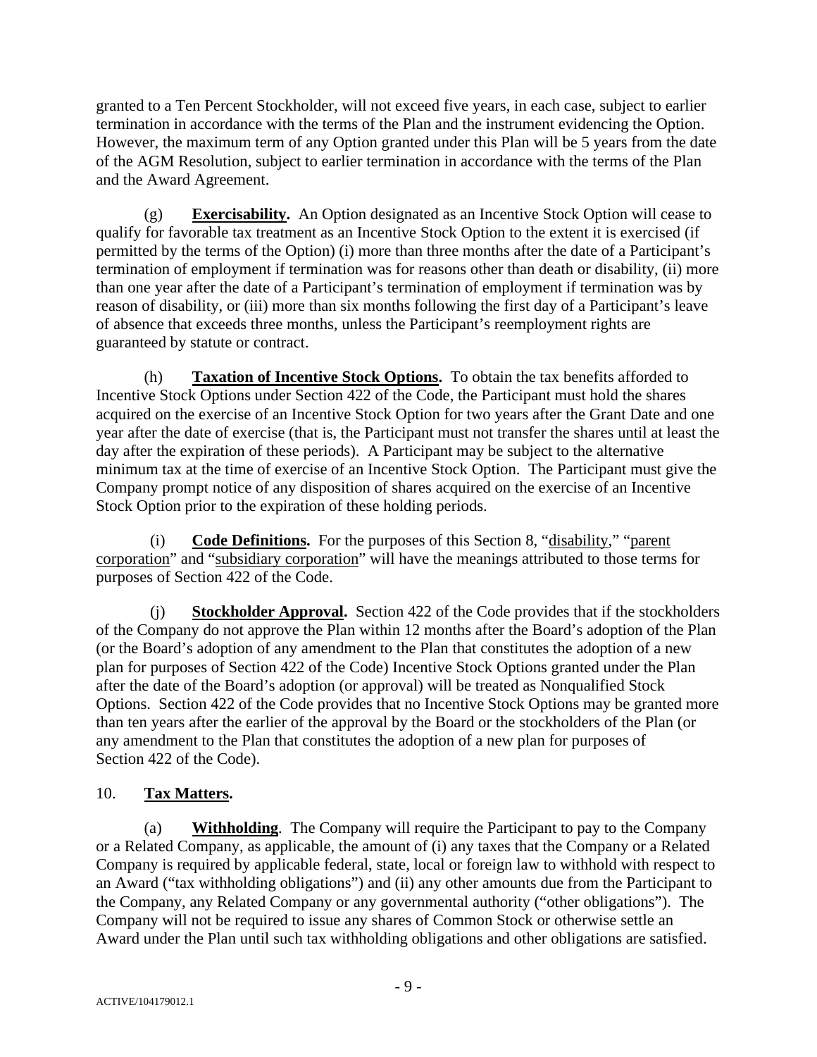granted to a Ten Percent Stockholder, will not exceed five years, in each case, subject to earlier termination in accordance with the terms of the Plan and the instrument evidencing the Option. However, the maximum term of any Option granted under this Plan will be 5 years from the date of the AGM Resolution, subject to earlier termination in accordance with the terms of the Plan and the Award Agreement.

(g) **Exercisability.** An Option designated as an Incentive Stock Option will cease to qualify for favorable tax treatment as an Incentive Stock Option to the extent it is exercised (if permitted by the terms of the Option) (i) more than three months after the date of a Participant's termination of employment if termination was for reasons other than death or disability, (ii) more than one year after the date of a Participant's termination of employment if termination was by reason of disability, or (iii) more than six months following the first day of a Participant's leave of absence that exceeds three months, unless the Participant's reemployment rights are guaranteed by statute or contract.

(h) **Taxation of Incentive Stock Options.** To obtain the tax benefits afforded to Incentive Stock Options under Section 422 of the Code, the Participant must hold the shares acquired on the exercise of an Incentive Stock Option for two years after the Grant Date and one year after the date of exercise (that is, the Participant must not transfer the shares until at least the day after the expiration of these periods). A Participant may be subject to the alternative minimum tax at the time of exercise of an Incentive Stock Option. The Participant must give the Company prompt notice of any disposition of shares acquired on the exercise of an Incentive Stock Option prior to the expiration of these holding periods.

(i) **Code Definitions.** For the purposes of this Section 8, "disability," "parent corporation" and "subsidiary corporation" will have the meanings attributed to those terms for purposes of Section 422 of the Code.

(j) **Stockholder Approval.** Section 422 of the Code provides that if the stockholders of the Company do not approve the Plan within 12 months after the Board's adoption of the Plan (or the Board's adoption of any amendment to the Plan that constitutes the adoption of a new plan for purposes of Section 422 of the Code) Incentive Stock Options granted under the Plan after the date of the Board's adoption (or approval) will be treated as Nonqualified Stock Options. Section 422 of the Code provides that no Incentive Stock Options may be granted more than ten years after the earlier of the approval by the Board or the stockholders of the Plan (or any amendment to the Plan that constitutes the adoption of a new plan for purposes of Section 422 of the Code).

## 10. **Tax Matters.**

(a) **Withholding**. The Company will require the Participant to pay to the Company or a Related Company, as applicable, the amount of (i) any taxes that the Company or a Related Company is required by applicable federal, state, local or foreign law to withhold with respect to an Award ("tax withholding obligations") and (ii) any other amounts due from the Participant to the Company, any Related Company or any governmental authority ("other obligations"). The Company will not be required to issue any shares of Common Stock or otherwise settle an Award under the Plan until such tax withholding obligations and other obligations are satisfied.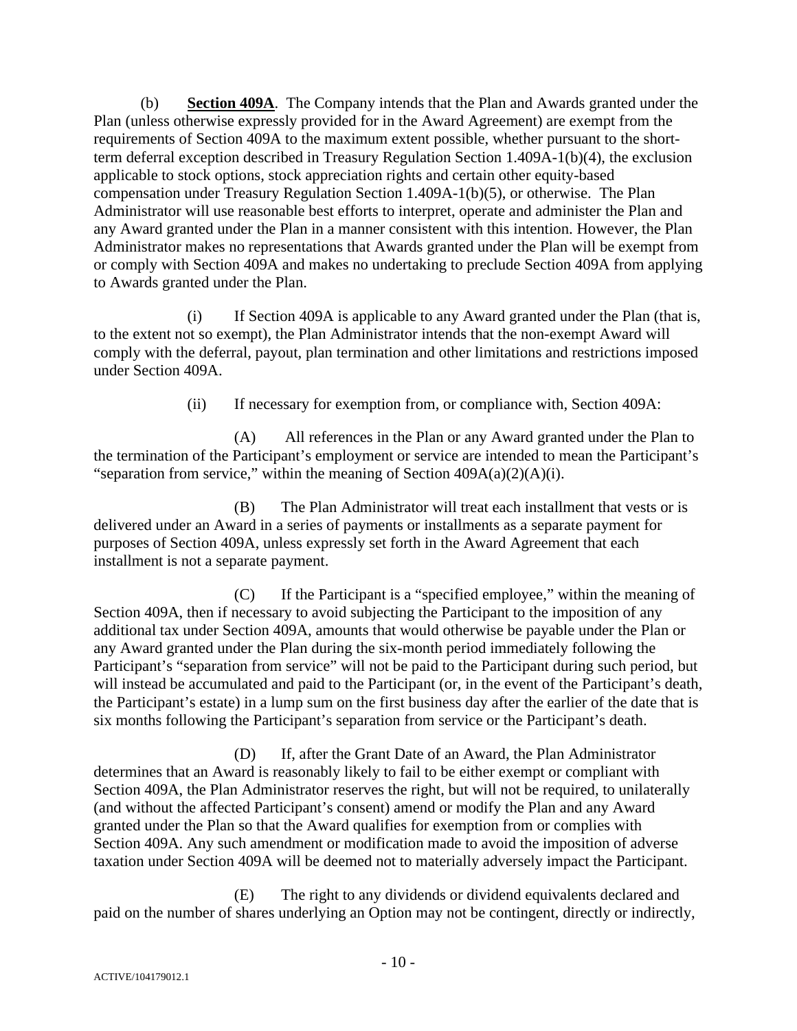(b) **Section 409A**. The Company intends that the Plan and Awards granted under the Plan (unless otherwise expressly provided for in the Award Agreement) are exempt from the requirements of Section 409A to the maximum extent possible, whether pursuant to the short-term deferral exception described in Treasury Regulation Section 1.409A-1(b)(4), the exclusion applicable to stock options, stock appreciation rights and certain other equity-based compensation under Treasury Regulation Section 1.409A-1(b)(5), or otherwise. The Plan Administrator will use reasonable best efforts to interpret, operate and administer the Plan and any Award granted under the Plan in a manner consistent with this intention. However, the Plan Administrator makes no representations that Awards granted under the Plan will be exempt from or comply with Section 409A and makes no undertaking to preclude Section 409A from applying to Awards granted under the Plan.

(i) If Section 409A is applicable to any Award granted under the Plan (that is, to the extent not so exempt), the Plan Administrator intends that the non-exempt Award will comply with the deferral, payout, plan termination and other limitations and restrictions imposed under Section 409A.

(ii) If necessary for exemption from, or compliance with, Section 409A:

(A) All references in the Plan or any Award granted under the Plan to the termination of the Participant's employment or service are intended to mean the Participant's "separation from service," within the meaning of Section 409A(a)(2)(A)(i).

(B) The Plan Administrator will treat each installment that vests or is delivered under an Award in a series of payments or installments as a separate payment for purposes of Section 409A, unless expressly set forth in the Award Agreement that each installment is not a separate payment.

(C) If the Participant is a "specified employee," within the meaning of Section 409A, then if necessary to avoid subjecting the Participant to the imposition of any additional tax under Section 409A, amounts that would otherwise be payable under the Plan or any Award granted under the Plan during the six-month period immediately following the Participant's "separation from service" will not be paid to the Participant during such period, but will instead be accumulated and paid to the Participant (or, in the event of the Participant's death, the Participant's estate) in a lump sum on the first business day after the earlier of the date that is six months following the Participant's separation from service or the Participant's death.

(D) If, after the Grant Date of an Award, the Plan Administrator determines that an Award is reasonably likely to fail to be either exempt or compliant with Section 409A, the Plan Administrator reserves the right, but will not be required, to unilaterally (and without the affected Participant's consent) amend or modify the Plan and any Award granted under the Plan so that the Award qualifies for exemption from or complies with Section 409A. Any such amendment or modification made to avoid the imposition of adverse taxation under Section 409A will be deemed not to materially adversely impact the Participant.

(E) The right to any dividends or dividend equivalents declared and paid on the number of shares underlying an Option may not be contingent, directly or indirectly,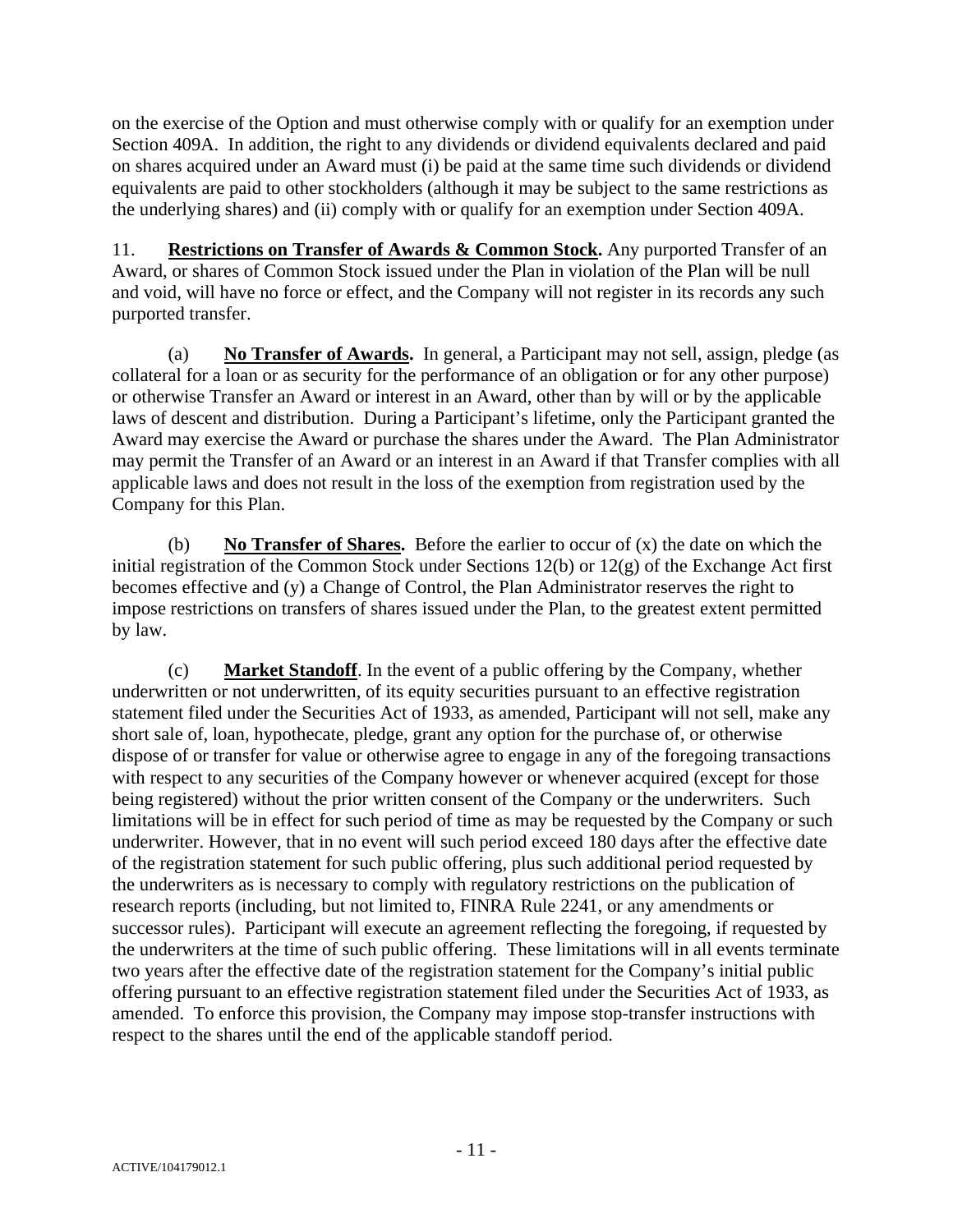on the exercise of the Option and must otherwise comply with or qualify for an exemption under Section 409A. In addition, the right to any dividends or dividend equivalents declared and paid on shares acquired under an Award must (i) be paid at the same time such dividends or dividend equivalents are paid to other stockholders (although it may be subject to the same restrictions as the underlying shares) and (ii) comply with or qualify for an exemption under Section 409A.

11. **Restrictions on Transfer of Awards & Common Stock.** Any purported Transfer of an Award, or shares of Common Stock issued under the Plan in violation of the Plan will be null and void, will have no force or effect, and the Company will not register in its records any such purported transfer.

(a) **No Transfer of Awards.** In general, a Participant may not sell, assign, pledge (as collateral for a loan or as security for the performance of an obligation or for any other purpose) or otherwise Transfer an Award or interest in an Award, other than by will or by the applicable laws of descent and distribution. During a Participant's lifetime, only the Participant granted the Award may exercise the Award or purchase the shares under the Award. The Plan Administrator may permit the Transfer of an Award or an interest in an Award if that Transfer complies with all applicable laws and does not result in the loss of the exemption from registration used by the Company for this Plan.

(b) **No Transfer of Shares.** Before the earlier to occur of (x) the date on which the initial registration of the Common Stock under Sections 12(b) or 12(g) of the Exchange Act first becomes effective and (y) a Change of Control, the Plan Administrator reserves the right to impose restrictions on transfers of shares issued under the Plan, to the greatest extent permitted by law.

(c) **Market Standoff**. In the event of a public offering by the Company, whether underwritten or not underwritten, of its equity securities pursuant to an effective registration statement filed under the Securities Act of 1933, as amended, Participant will not sell, make any short sale of, loan, hypothecate, pledge, grant any option for the purchase of, or otherwise dispose of or transfer for value or otherwise agree to engage in any of the foregoing transactions with respect to any securities of the Company however or whenever acquired (except for those being registered) without the prior written consent of the Company or the underwriters. Such limitations will be in effect for such period of time as may be requested by the Company or such underwriter. However, that in no event will such period exceed 180 days after the effective date of the registration statement for such public offering, plus such additional period requested by the underwriters as is necessary to comply with regulatory restrictions on the publication of research reports (including, but not limited to, FINRA Rule 2241, or any amendments or successor rules). Participant will execute an agreement reflecting the foregoing, if requested by the underwriters at the time of such public offering. These limitations will in all events terminate two years after the effective date of the registration statement for the Company's initial public offering pursuant to an effective registration statement filed under the Securities Act of 1933, as amended. To enforce this provision, the Company may impose stop-transfer instructions with respect to the shares until the end of the applicable standoff period.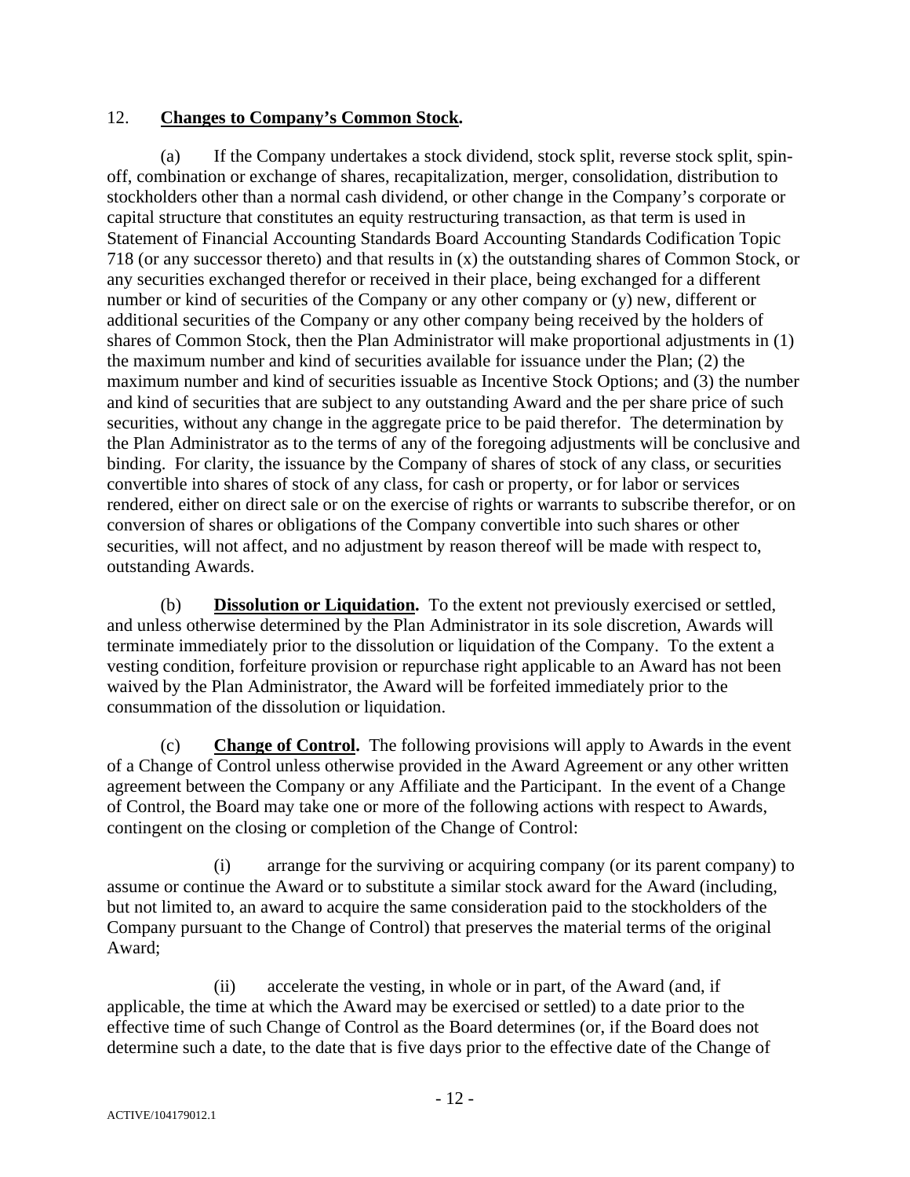12. **Changes to Company's Common Stock.**

(a) If the Company undertakes a stock dividend, stock split, reverse stock split, spin-off, combination or exchange of shares, recapitalization, merger, consolidation, distribution to stockholders other than a normal cash dividend, or other change in the Company's corporate or capital structure that constitutes an equity restructuring transaction, as that term is used in Statement of Financial Accounting Standards Board Accounting Standards Codification Topic 718 (or any successor thereto) and that results in (x) the outstanding shares of Common Stock, or any securities exchanged therefor or received in their place, being exchanged for a different number or kind of securities of the Company or any other company or (y) new, different or additional securities of the Company or any other company being received by the holders of shares of Common Stock, then the Plan Administrator will make proportional adjustments in (1) the maximum number and kind of securities available for issuance under the Plan; (2) the maximum number and kind of securities issuable as Incentive Stock Options; and (3) the number and kind of securities that are subject to any outstanding Award and the per share price of such securities, without any change in the aggregate price to be paid therefor. The determination by the Plan Administrator as to the terms of any of the foregoing adjustments will be conclusive and binding. For clarity, the issuance by the Company of shares of stock of any class, or securities convertible into shares of stock of any class, for cash or property, or for labor or services rendered, either on direct sale or on the exercise of rights or warrants to subscribe therefor, or on conversion of shares or obligations of the Company convertible into such shares or other securities, will not affect, and no adjustment by reason thereof will be made with respect to, outstanding Awards.

(b) **Dissolution or Liquidation.** To the extent not previously exercised or settled, and unless otherwise determined by the Plan Administrator in its sole discretion, Awards will terminate immediately prior to the dissolution or liquidation of the Company. To the extent a vesting condition, forfeiture provision or repurchase right applicable to an Award has not been waived by the Plan Administrator, the Award will be forfeited immediately prior to the consummation of the dissolution or liquidation.

(c) **Change of Control.** The following provisions will apply to Awards in the event of a Change of Control unless otherwise provided in the Award Agreement or any other written agreement between the Company or any Affiliate and the Participant. In the event of a Change of Control, the Board may take one or more of the following actions with respect to Awards, contingent on the closing or completion of the Change of Control:

(i) arrange for the surviving or acquiring company (or its parent company) to assume or continue the Award or to substitute a similar stock award for the Award (including, but not limited to, an award to acquire the same consideration paid to the stockholders of the Company pursuant to the Change of Control) that preserves the material terms of the original Award;

(ii) accelerate the vesting, in whole or in part, of the Award (and, if applicable, the time at which the Award may be exercised or settled) to a date prior to the effective time of such Change of Control as the Board determines (or, if the Board does not determine such a date, to the date that is five days prior to the effective date of the Change of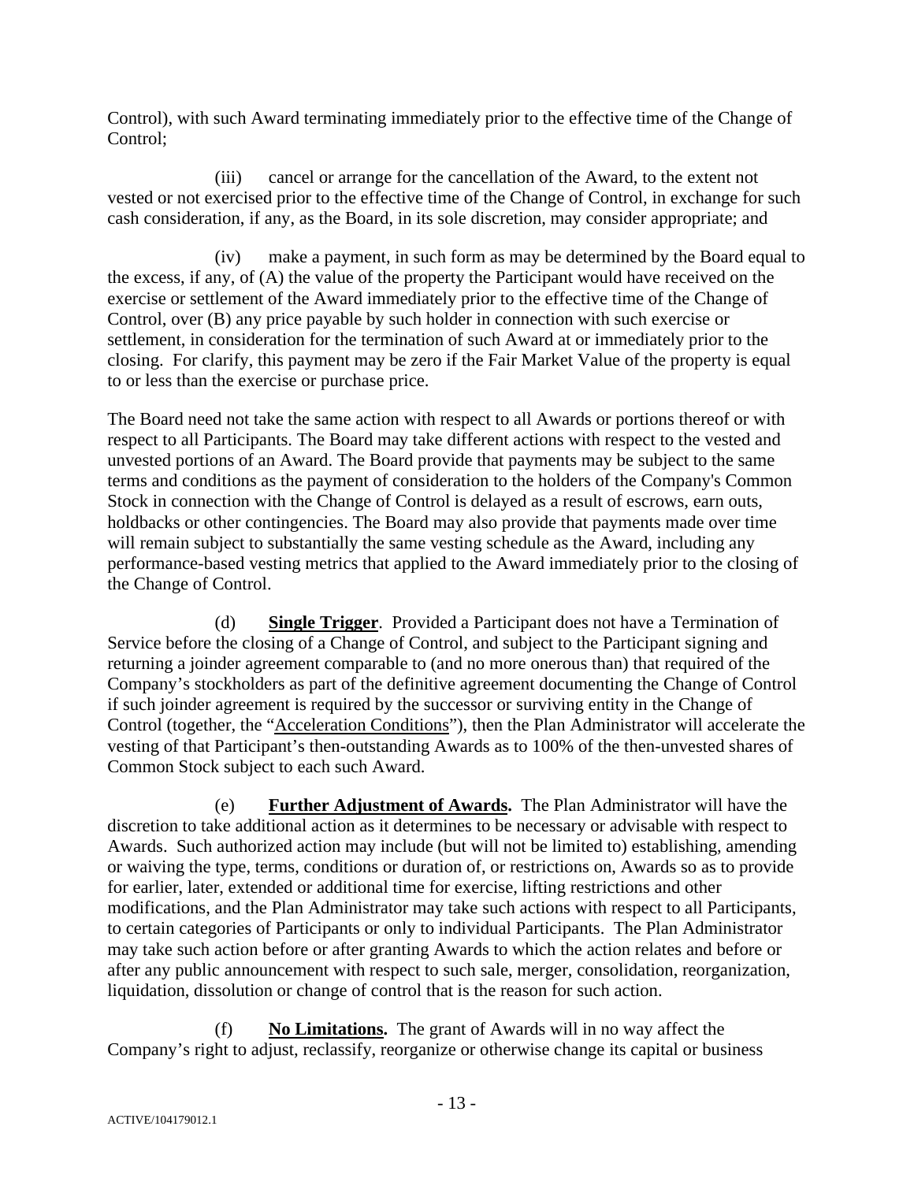Control), with such Award terminating immediately prior to the effective time of the Change of Control;

(iii) cancel or arrange for the cancellation of the Award, to the extent not vested or not exercised prior to the effective time of the Change of Control, in exchange for such cash consideration, if any, as the Board, in its sole discretion, may consider appropriate; and

(iv) make a payment, in such form as may be determined by the Board equal to the excess, if any, of (A) the value of the property the Participant would have received on the exercise or settlement of the Award immediately prior to the effective time of the Change of Control, over (B) any price payable by such holder in connection with such exercise or settlement, in consideration for the termination of such Award at or immediately prior to the closing. For clarify, this payment may be zero if the Fair Market Value of the property is equal to or less than the exercise or purchase price.

The Board need not take the same action with respect to all Awards or portions thereof or with respect to all Participants. The Board may take different actions with respect to the vested and unvested portions of an Award. The Board provide that payments may be subject to the same terms and conditions as the payment of consideration to the holders of the Company's Common Stock in connection with the Change of Control is delayed as a result of escrows, earn outs, holdbacks or other contingencies. The Board may also provide that payments made over time will remain subject to substantially the same vesting schedule as the Award, including any performance-based vesting metrics that applied to the Award immediately prior to the closing of the Change of Control.

(d) **Single Trigger**. Provided a Participant does not have a Termination of Service before the closing of a Change of Control, and subject to the Participant signing and returning a joinder agreement comparable to (and no more onerous than) that required of the Company's stockholders as part of the definitive agreement documenting the Change of Control if such joinder agreement is required by the successor or surviving entity in the Change of Control (together, the "Acceleration Conditions"), then the Plan Administrator will accelerate the vesting of that Participant's then-outstanding Awards as to 100% of the then-unvested shares of Common Stock subject to each such Award.

(e) **Further Adjustment of Awards.** The Plan Administrator will have the discretion to take additional action as it determines to be necessary or advisable with respect to Awards. Such authorized action may include (but will not be limited to) establishing, amending or waiving the type, terms, conditions or duration of, or restrictions on, Awards so as to provide for earlier, later, extended or additional time for exercise, lifting restrictions and other modifications, and the Plan Administrator may take such actions with respect to all Participants, to certain categories of Participants or only to individual Participants. The Plan Administrator may take such action before or after granting Awards to which the action relates and before or after any public announcement with respect to such sale, merger, consolidation, reorganization, liquidation, dissolution or change of control that is the reason for such action.

(f) **No Limitations.** The grant of Awards will in no way affect the Company's right to adjust, reclassify, reorganize or otherwise change its capital or business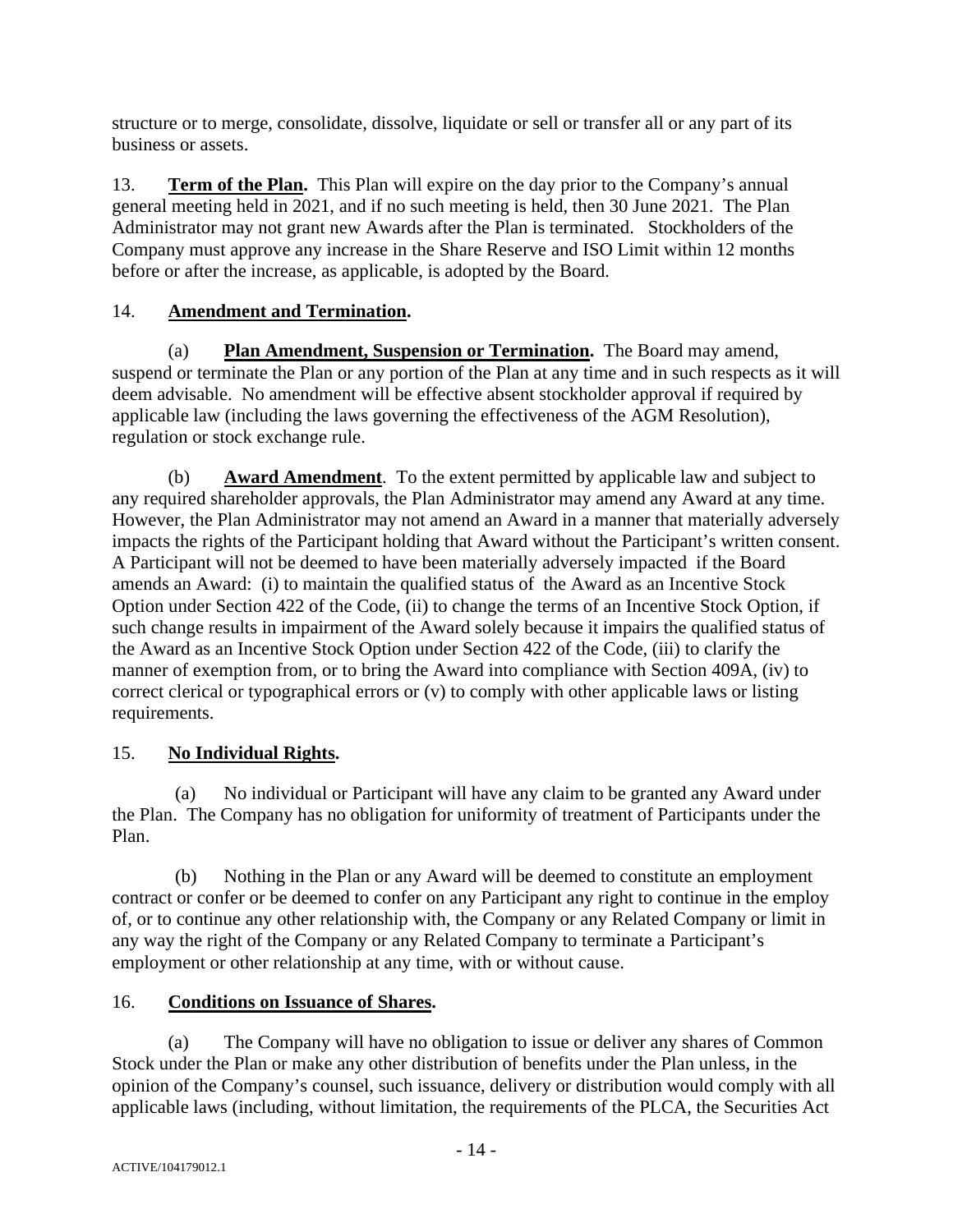structure or to merge, consolidate, dissolve, liquidate or sell or transfer all or any part of its business or assets.

13. **Term of the Plan.** This Plan will expire on the day prior to the Company's annual general meeting held in 2021, and if no such meeting is held, then 30 June 2021. The Plan Administrator may not grant new Awards after the Plan is terminated. Stockholders of the Company must approve any increase in the Share Reserve and ISO Limit within 12 months before or after the increase, as applicable, is adopted by the Board.

14. **Amendment and Termination.**

(a) **Plan Amendment, Suspension or Termination.** The Board may amend, suspend or terminate the Plan or any portion of the Plan at any time and in such respects as it will deem advisable. No amendment will be effective absent stockholder approval if required by applicable law (including the laws governing the effectiveness of the AGM Resolution), regulation or stock exchange rule.

(b) **Award Amendment**. To the extent permitted by applicable law and subject to any required shareholder approvals, the Plan Administrator may amend any Award at any time. However, the Plan Administrator may not amend an Award in a manner that materially adversely impacts the rights of the Participant holding that Award without the Participant's written consent. A Participant will not be deemed to have been materially adversely impacted if the Board amends an Award: (i) to maintain the qualified status of the Award as an Incentive Stock Option under Section 422 of the Code, (ii) to change the terms of an Incentive Stock Option, if such change results in impairment of the Award solely because it impairs the qualified status of the Award as an Incentive Stock Option under Section 422 of the Code, (iii) to clarify the manner of exemption from, or to bring the Award into compliance with Section 409A, (iv) to correct clerical or typographical errors or (v) to comply with other applicable laws or listing requirements.

15. **No Individual Rights.**

(a) No individual or Participant will have any claim to be granted any Award under the Plan. The Company has no obligation for uniformity of treatment of Participants under the Plan.

(b) Nothing in the Plan or any Award will be deemed to constitute an employment contract or confer or be deemed to confer on any Participant any right to continue in the employ of, or to continue any other relationship with, the Company or any Related Company or limit in any way the right of the Company or any Related Company to terminate a Participant's employment or other relationship at any time, with or without cause.

16. **Conditions on Issuance of Shares.**

(a) The Company will have no obligation to issue or deliver any shares of Common Stock under the Plan or make any other distribution of benefits under the Plan unless, in the opinion of the Company's counsel, such issuance, delivery or distribution would comply with all applicable laws (including, without limitation, the requirements of the PLCA, the Securities Act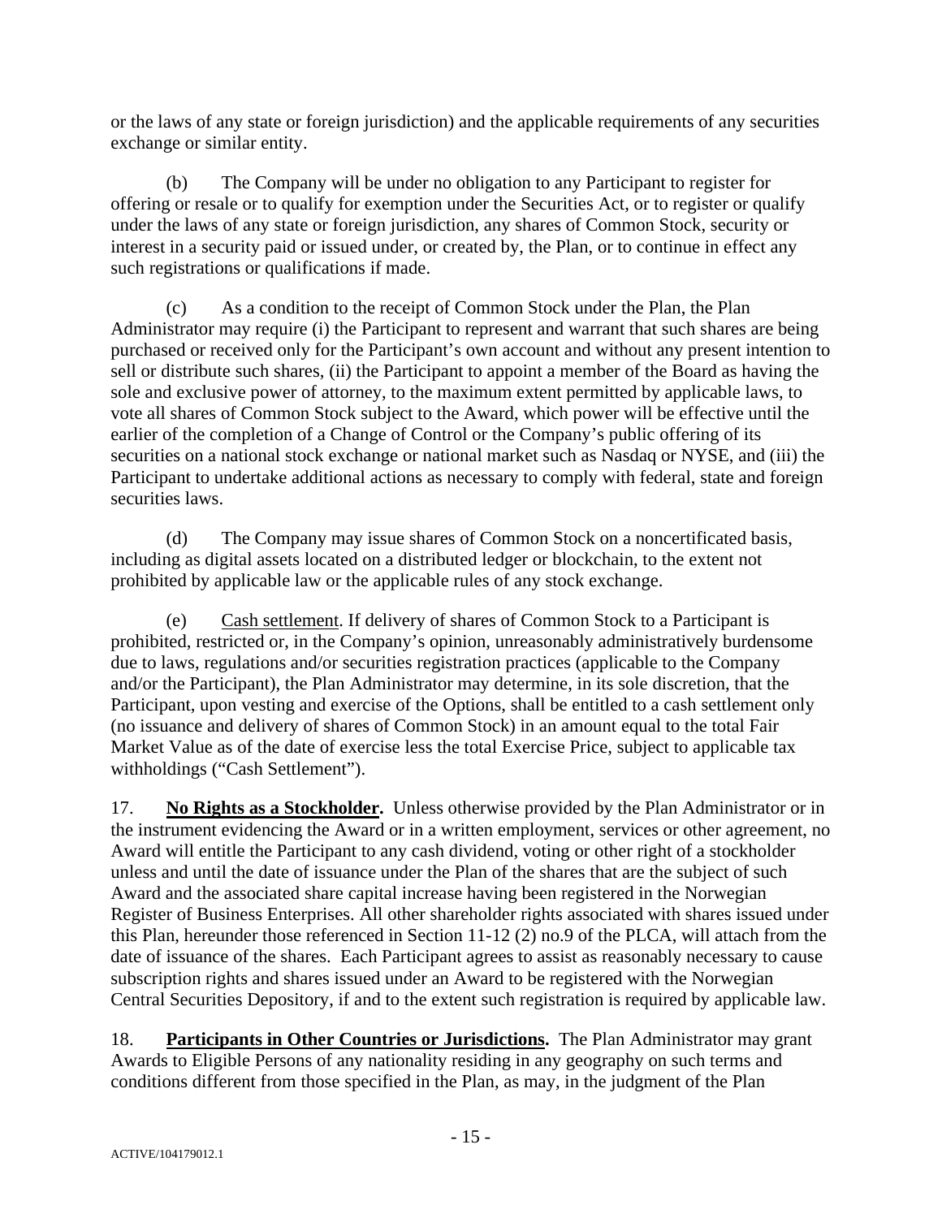or the laws of any state or foreign jurisdiction) and the applicable requirements of any securities exchange or similar entity.

(b) The Company will be under no obligation to any Participant to register for offering or resale or to qualify for exemption under the Securities Act, or to register or qualify under the laws of any state or foreign jurisdiction, any shares of Common Stock, security or interest in a security paid or issued under, or created by, the Plan, or to continue in effect any such registrations or qualifications if made.

(c) As a condition to the receipt of Common Stock under the Plan, the Plan Administrator may require (i) the Participant to represent and warrant that such shares are being purchased or received only for the Participant's own account and without any present intention to sell or distribute such shares, (ii) the Participant to appoint a member of the Board as having the sole and exclusive power of attorney, to the maximum extent permitted by applicable laws, to vote all shares of Common Stock subject to the Award, which power will be effective until the earlier of the completion of a Change of Control or the Company's public offering of its securities on a national stock exchange or national market such as Nasdaq or NYSE, and (iii) the Participant to undertake additional actions as necessary to comply with federal, state and foreign securities laws.

(d) The Company may issue shares of Common Stock on a noncertificated basis, including as digital assets located on a distributed ledger or blockchain, to the extent not prohibited by applicable law or the applicable rules of any stock exchange.

(e) Cash settlement. If delivery of shares of Common Stock to a Participant is prohibited, restricted or, in the Company's opinion, unreasonably administratively burdensome due to laws, regulations and/or securities registration practices (applicable to the Company and/or the Participant), the Plan Administrator may determine, in its sole discretion, that the Participant, upon vesting and exercise of the Options, shall be entitled to a cash settlement only (no issuance and delivery of shares of Common Stock) in an amount equal to the total Fair Market Value as of the date of exercise less the total Exercise Price, subject to applicable tax withholdings ("Cash Settlement").

17. **No Rights as a Stockholder.** Unless otherwise provided by the Plan Administrator or in the instrument evidencing the Award or in a written employment, services or other agreement, no Award will entitle the Participant to any cash dividend, voting or other right of a stockholder unless and until the date of issuance under the Plan of the shares that are the subject of such Award and the associated share capital increase having been registered in the Norwegian Register of Business Enterprises. All other shareholder rights associated with shares issued under this Plan, hereunder those referenced in Section 11-12 (2) no.9 of the PLCA, will attach from the date of issuance of the shares. Each Participant agrees to assist as reasonably necessary to cause subscription rights and shares issued under an Award to be registered with the Norwegian Central Securities Depository, if and to the extent such registration is required by applicable law.

18. **Participants in Other Countries or Jurisdictions.** The Plan Administrator may grant Awards to Eligible Persons of any nationality residing in any geography on such terms and conditions different from those specified in the Plan, as may, in the judgment of the Plan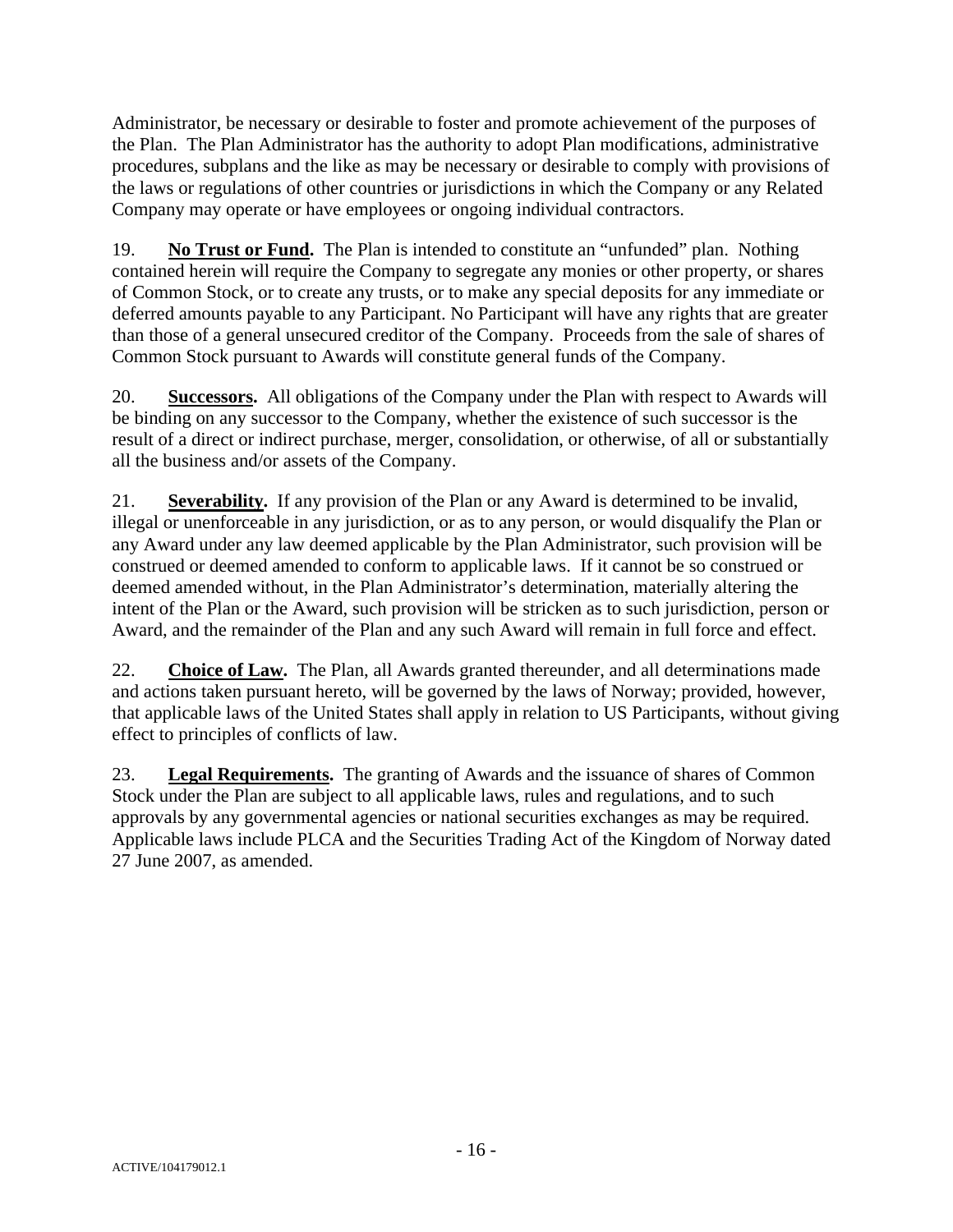Administrator, be necessary or desirable to foster and promote achievement of the purposes of the Plan. The Plan Administrator has the authority to adopt Plan modifications, administrative procedures, subplans and the like as may be necessary or desirable to comply with provisions of the laws or regulations of other countries or jurisdictions in which the Company or any Related Company may operate or have employees or ongoing individual contractors.

19. **No Trust or Fund.** The Plan is intended to constitute an "unfunded" plan. Nothing contained herein will require the Company to segregate any monies or other property, or shares of Common Stock, or to create any trusts, or to make any special deposits for any immediate or deferred amounts payable to any Participant. No Participant will have any rights that are greater than those of a general unsecured creditor of the Company. Proceeds from the sale of shares of Common Stock pursuant to Awards will constitute general funds of the Company.

20. **Successors.** All obligations of the Company under the Plan with respect to Awards will be binding on any successor to the Company, whether the existence of such successor is the result of a direct or indirect purchase, merger, consolidation, or otherwise, of all or substantially all the business and/or assets of the Company.

21. **Severability.** If any provision of the Plan or any Award is determined to be invalid, illegal or unenforceable in any jurisdiction, or as to any person, or would disqualify the Plan or any Award under any law deemed applicable by the Plan Administrator, such provision will be construed or deemed amended to conform to applicable laws. If it cannot be so construed or deemed amended without, in the Plan Administrator's determination, materially altering the intent of the Plan or the Award, such provision will be stricken as to such jurisdiction, person or Award, and the remainder of the Plan and any such Award will remain in full force and effect.

22. **Choice of Law.** The Plan, all Awards granted thereunder, and all determinations made and actions taken pursuant hereto, will be governed by the laws of Norway; provided, however, that applicable laws of the United States shall apply in relation to US Participants, without giving effect to principles of conflicts of law.

23. **Legal Requirements.** The granting of Awards and the issuance of shares of Common Stock under the Plan are subject to all applicable laws, rules and regulations, and to such approvals by any governmental agencies or national securities exchanges as may be required. Applicable laws include PLCA and the Securities Trading Act of the Kingdom of Norway dated 27 June 2007, as amended.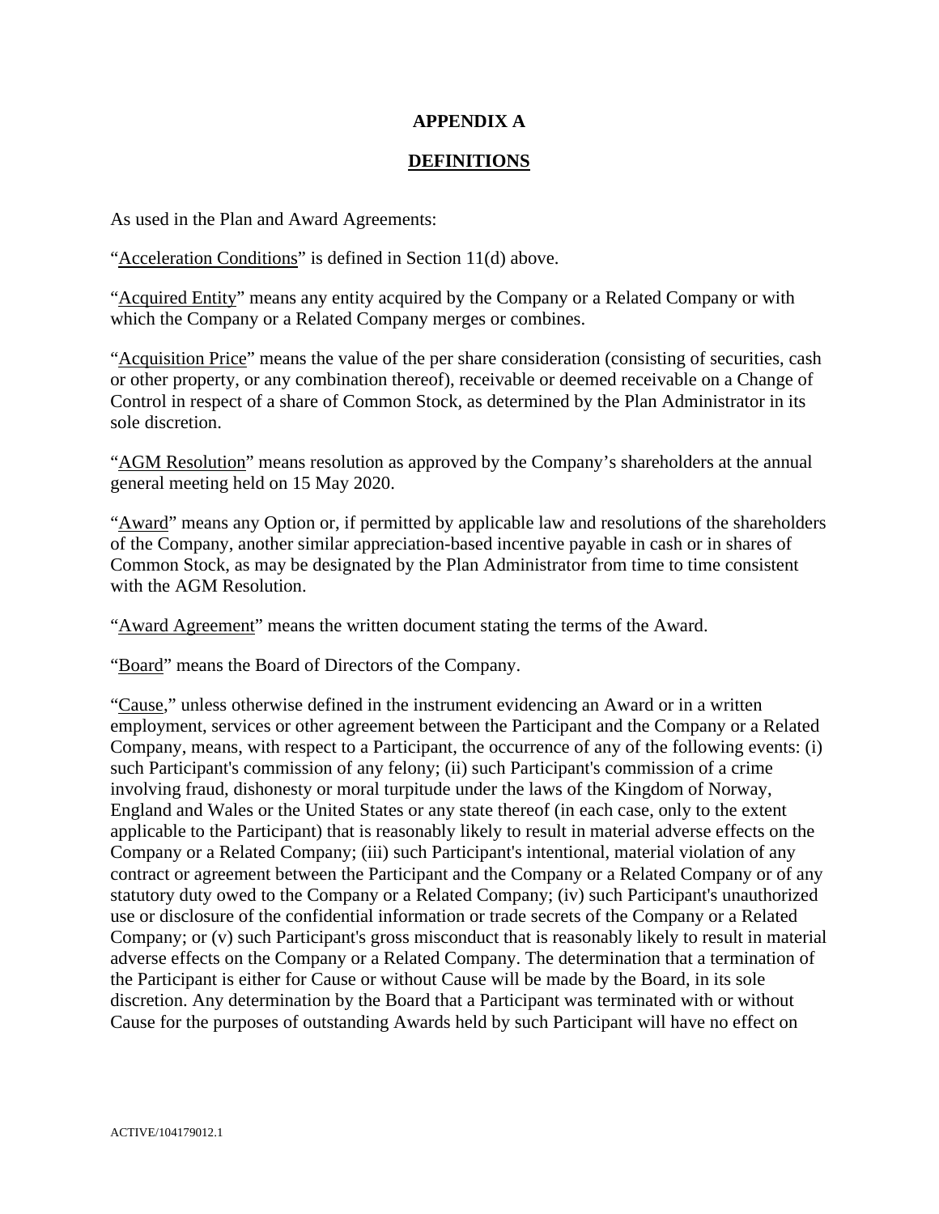# APPENDIX A

## DEFINITIONS

As used in the Plan and Award Agreements:

"Acceleration Conditions" is defined in Section 11(d) above.

"Acquired Entity" means any entity acquired by the Company or a Related Company or with which the Company or a Related Company merges or combines.

"Acquisition Price" means the value of the per share consideration (consisting of securities, cash or other property, or any combination thereof), receivable or deemed receivable on a Change of Control in respect of a share of Common Stock, as determined by the Plan Administrator in its sole discretion.

"AGM Resolution" means resolution as approved by the Company's shareholders at the annual general meeting held on 15 May 2020.

"Award" means any Option or, if permitted by applicable law and resolutions of the shareholders of the Company, another similar appreciation-based incentive payable in cash or in shares of Common Stock, as may be designated by the Plan Administrator from time to time consistent with the AGM Resolution.

"Award Agreement" means the written document stating the terms of the Award.

"Board" means the Board of Directors of the Company.

"Cause," unless otherwise defined in the instrument evidencing an Award or in a written employment, services or other agreement between the Participant and the Company or a Related Company, means, with respect to a Participant, the occurrence of any of the following events: (i) such Participant's commission of any felony; (ii) such Participant's commission of a crime involving fraud, dishonesty or moral turpitude under the laws of the Kingdom of Norway, England and Wales or the United States or any state thereof (in each case, only to the extent applicable to the Participant) that is reasonably likely to result in material adverse effects on the Company or a Related Company; (iii) such Participant's intentional, material violation of any contract or agreement between the Participant and the Company or a Related Company or of any statutory duty owed to the Company or a Related Company; (iv) such Participant's unauthorized use or disclosure of the confidential information or trade secrets of the Company or a Related Company; or (v) such Participant's gross misconduct that is reasonably likely to result in material adverse effects on the Company or a Related Company. The determination that a termination of the Participant is either for Cause or without Cause will be made by the Board, in its sole discretion. Any determination by the Board that a Participant was terminated with or without Cause for the purposes of outstanding Awards held by such Participant will have no effect on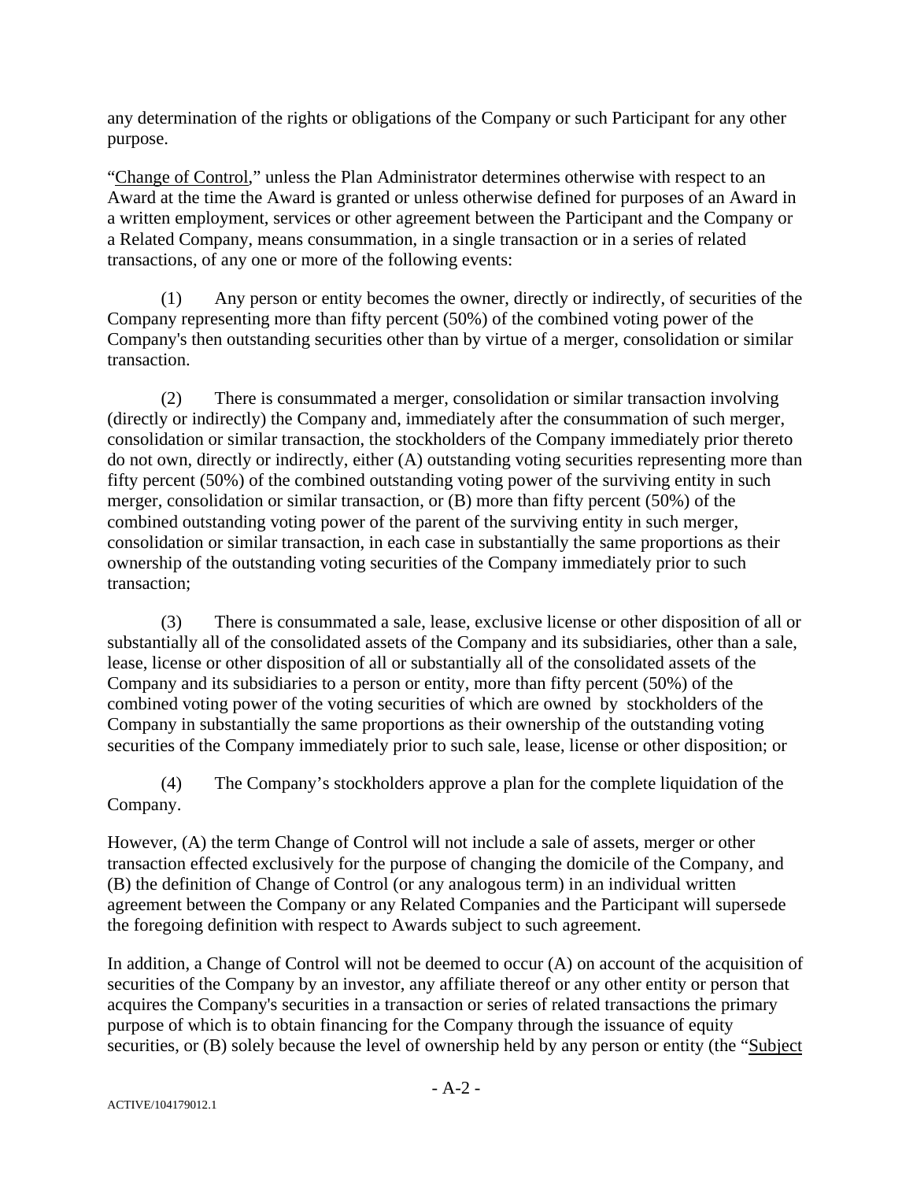any determination of the rights or obligations of the Company or such Participant for any other purpose.

"<u>Change of Control</u>," unless the Plan Administrator determines otherwise with respect to an Award at the time the Award is granted or unless otherwise defined for purposes of an Award in a written employment, services or other agreement between the Participant and the Company or a Related Company, means consummation, in a single transaction or in a series of related transactions, of any one or more of the following events:

(1) Any person or entity becomes the owner, directly or indirectly, of securities of the Company representing more than fifty percent (50%) of the combined voting power of the Company's then outstanding securities other than by virtue of a merger, consolidation or similar transaction.

(2) There is consummated a merger, consolidation or similar transaction involving (directly or indirectly) the Company and, immediately after the consummation of such merger, consolidation or similar transaction, the stockholders of the Company immediately prior thereto do not own, directly or indirectly, either (A) outstanding voting securities representing more than fifty percent (50%) of the combined outstanding voting power of the surviving entity in such merger, consolidation or similar transaction, or (B) more than fifty percent (50%) of the combined outstanding voting power of the parent of the surviving entity in such merger, consolidation or similar transaction, in each case in substantially the same proportions as their ownership of the outstanding voting securities of the Company immediately prior to such transaction;

(3) There is consummated a sale, lease, exclusive license or other disposition of all or substantially all of the consolidated assets of the Company and its subsidiaries, other than a sale, lease, license or other disposition of all or substantially all of the consolidated assets of the Company and its subsidiaries to a person or entity, more than fifty percent (50%) of the combined voting power of the voting securities of which are owned by stockholders of the Company in substantially the same proportions as their ownership of the outstanding voting securities of the Company immediately prior to such sale, lease, license or other disposition; or

(4) The Company's stockholders approve a plan for the complete liquidation of the Company.

However, (A) the term Change of Control will not include a sale of assets, merger or other transaction effected exclusively for the purpose of changing the domicile of the Company, and (B) the definition of Change of Control (or any analogous term) in an individual written agreement between the Company or any Related Companies and the Participant will supersede the foregoing definition with respect to Awards subject to such agreement.

In addition, a Change of Control will not be deemed to occur (A) on account of the acquisition of securities of the Company by an investor, any affiliate thereof or any other entity or person that acquires the Company's securities in a transaction or series of related transactions the primary purpose of which is to obtain financing for the Company through the issuance of equity securities, or (B) solely because the level of ownership held by any person or entity (the "<u>Subject</u>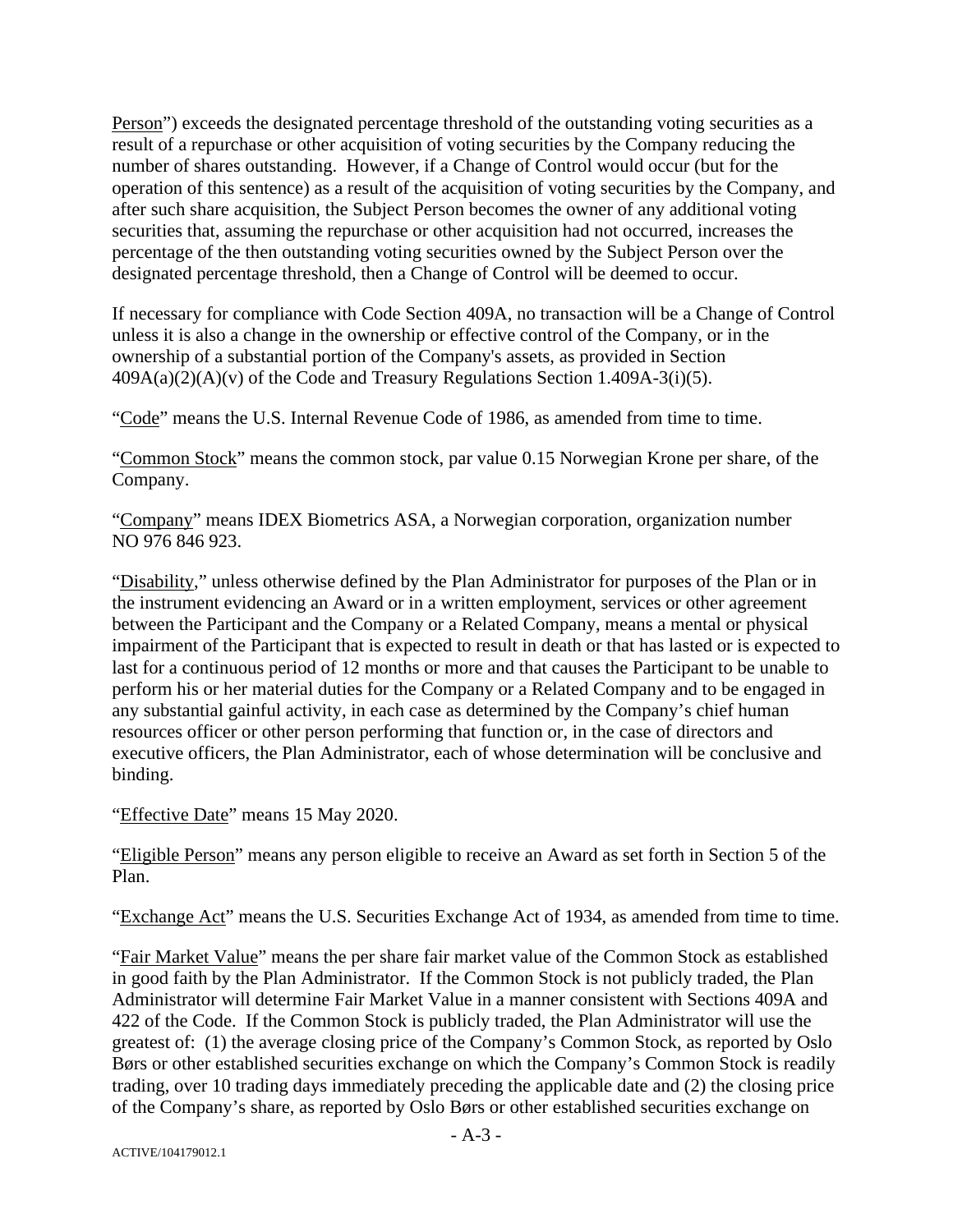Person") exceeds the designated percentage threshold of the outstanding voting securities as a result of a repurchase or other acquisition of voting securities by the Company reducing the number of shares outstanding. However, if a Change of Control would occur (but for the operation of this sentence) as a result of the acquisition of voting securities by the Company, and after such share acquisition, the Subject Person becomes the owner of any additional voting securities that, assuming the repurchase or other acquisition had not occurred, increases the percentage of the then outstanding voting securities owned by the Subject Person over the designated percentage threshold, then a Change of Control will be deemed to occur.

If necessary for compliance with Code Section 409A, no transaction will be a Change of Control unless it is also a change in the ownership or effective control of the Company, or in the ownership of a substantial portion of the Company's assets, as provided in Section 409A(a)(2)(A)(v) of the Code and Treasury Regulations Section 1.409A-3(i)(5).

"Code" means the U.S. Internal Revenue Code of 1986, as amended from time to time.

"Common Stock" means the common stock, par value 0.15 Norwegian Krone per share, of the Company.

"Company" means IDEX Biometrics ASA, a Norwegian corporation, organization number NO 976 846 923.

"Disability," unless otherwise defined by the Plan Administrator for purposes of the Plan or in the instrument evidencing an Award or in a written employment, services or other agreement between the Participant and the Company or a Related Company, means a mental or physical impairment of the Participant that is expected to result in death or that has lasted or is expected to last for a continuous period of 12 months or more and that causes the Participant to be unable to perform his or her material duties for the Company or a Related Company and to be engaged in any substantial gainful activity, in each case as determined by the Company's chief human resources officer or other person performing that function or, in the case of directors and executive officers, the Plan Administrator, each of whose determination will be conclusive and binding.

"Effective Date" means 15 May 2020.

"Eligible Person" means any person eligible to receive an Award as set forth in Section 5 of the Plan.

"Exchange Act" means the U.S. Securities Exchange Act of 1934, as amended from time to time.

"Fair Market Value" means the per share fair market value of the Common Stock as established in good faith by the Plan Administrator. If the Common Stock is not publicly traded, the Plan Administrator will determine Fair Market Value in a manner consistent with Sections 409A and 422 of the Code. If the Common Stock is publicly traded, the Plan Administrator will use the greatest of: (1) the average closing price of the Company's Common Stock, as reported by Oslo Børs or other established securities exchange on which the Company's Common Stock is readily trading, over 10 trading days immediately preceding the applicable date and (2) the closing price of the Company's share, as reported by Oslo Børs or other established securities exchange on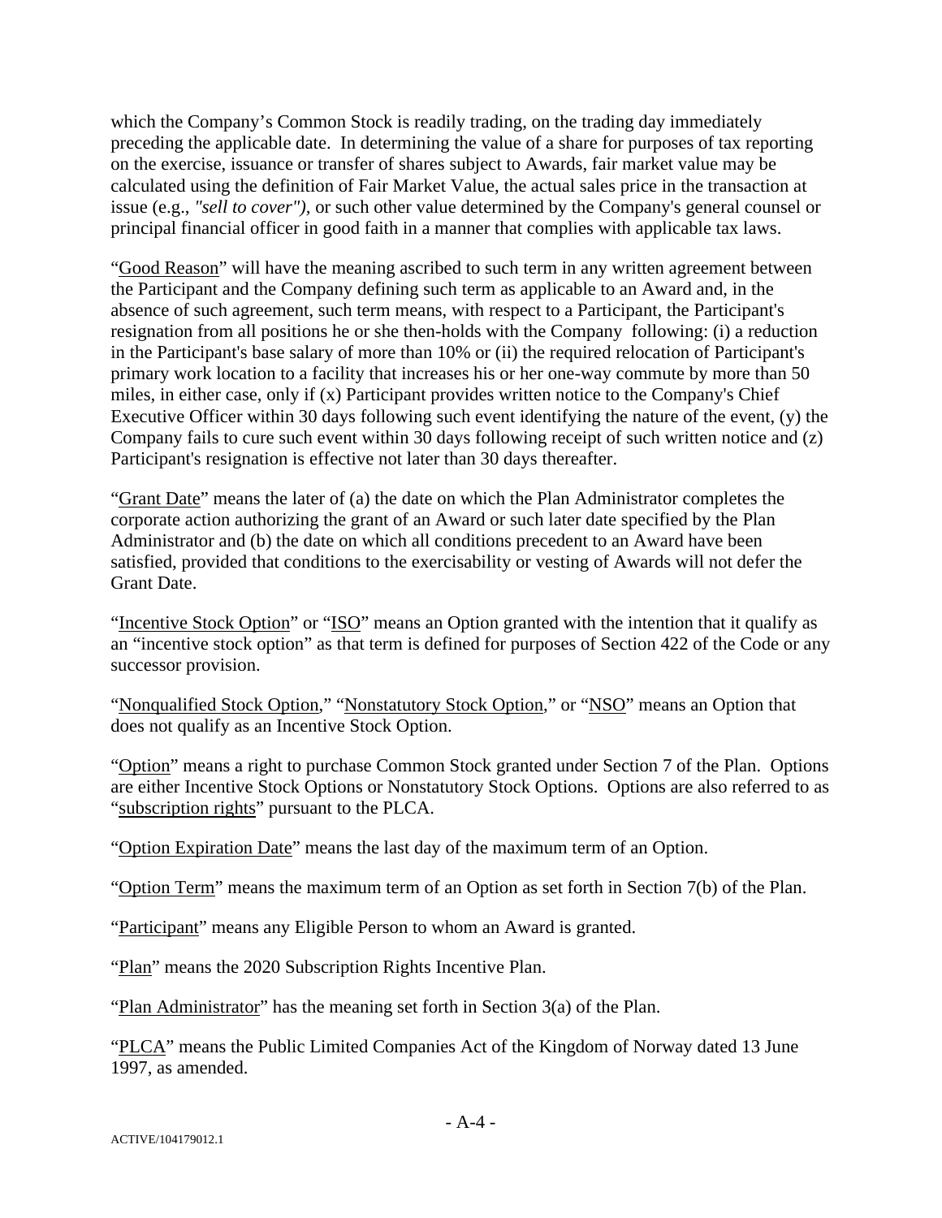which the Company's Common Stock is readily trading, on the trading day immediately preceding the applicable date. In determining the value of a share for purposes of tax reporting on the exercise, issuance or transfer of shares subject to Awards, fair market value may be calculated using the definition of Fair Market Value, the actual sales price in the transaction at issue (e.g., *"sell to cover")*, or such other value determined by the Company's general counsel or principal financial officer in good faith in a manner that complies with applicable tax laws.

"Good Reason" will have the meaning ascribed to such term in any written agreement between the Participant and the Company defining such term as applicable to an Award and, in the absence of such agreement, such term means, with respect to a Participant, the Participant's resignation from all positions he or she then-holds with the Company following: (i) a reduction in the Participant's base salary of more than 10% or (ii) the required relocation of Participant's primary work location to a facility that increases his or her one-way commute by more than 50 miles, in either case, only if (x) Participant provides written notice to the Company's Chief Executive Officer within 30 days following such event identifying the nature of the event, (y) the Company fails to cure such event within 30 days following receipt of such written notice and (z) Participant's resignation is effective not later than 30 days thereafter.

"Grant Date" means the later of (a) the date on which the Plan Administrator completes the corporate action authorizing the grant of an Award or such later date specified by the Plan Administrator and (b) the date on which all conditions precedent to an Award have been satisfied, provided that conditions to the exercisability or vesting of Awards will not defer the Grant Date.

"Incentive Stock Option" or "ISO" means an Option granted with the intention that it qualify as an "incentive stock option" as that term is defined for purposes of Section 422 of the Code or any successor provision.

"Nonqualified Stock Option," "Nonstatutory Stock Option," or "NSO" means an Option that does not qualify as an Incentive Stock Option.

"Option" means a right to purchase Common Stock granted under Section 7 of the Plan. Options are either Incentive Stock Options or Nonstatutory Stock Options. Options are also referred to as "subscription rights" pursuant to the PLCA.

"Option Expiration Date" means the last day of the maximum term of an Option.

"Option Term" means the maximum term of an Option as set forth in Section 7(b) of the Plan.

"Participant" means any Eligible Person to whom an Award is granted.

"Plan" means the 2020 Subscription Rights Incentive Plan.

"Plan Administrator" has the meaning set forth in Section 3(a) of the Plan.

"PLCA" means the Public Limited Companies Act of the Kingdom of Norway dated 13 June 1997, as amended.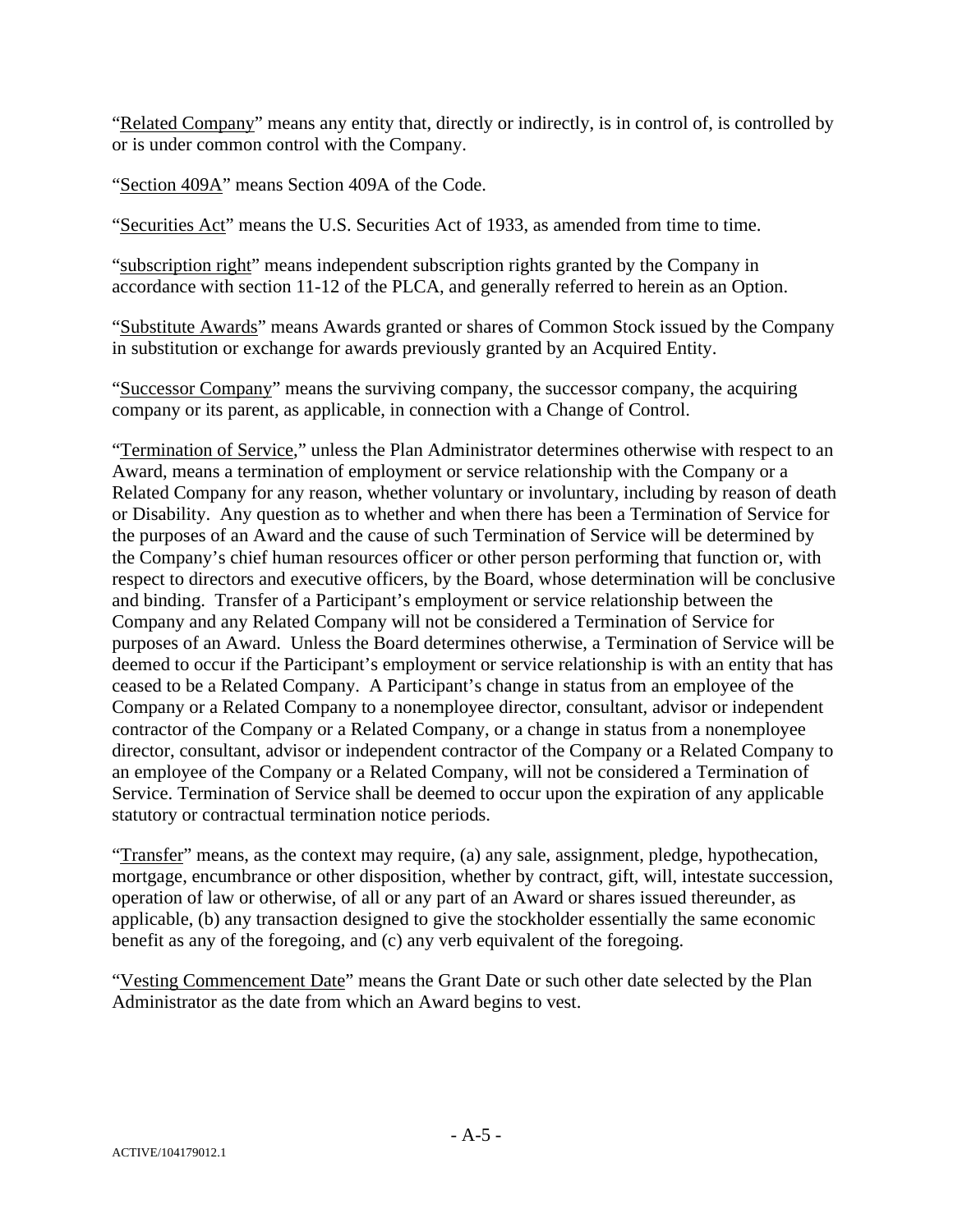"Related Company" means any entity that, directly or indirectly, is in control of, is controlled by or is under common control with the Company.

"Section 409A" means Section 409A of the Code.

"Securities Act" means the U.S. Securities Act of 1933, as amended from time to time.

"subscription right" means independent subscription rights granted by the Company in accordance with section 11-12 of the PLCA, and generally referred to herein as an Option.

"Substitute Awards" means Awards granted or shares of Common Stock issued by the Company in substitution or exchange for awards previously granted by an Acquired Entity.

"Successor Company" means the surviving company, the successor company, the acquiring company or its parent, as applicable, in connection with a Change of Control.

"Termination of Service," unless the Plan Administrator determines otherwise with respect to an Award, means a termination of employment or service relationship with the Company or a Related Company for any reason, whether voluntary or involuntary, including by reason of death or Disability. Any question as to whether and when there has been a Termination of Service for the purposes of an Award and the cause of such Termination of Service will be determined by the Company's chief human resources officer or other person performing that function or, with respect to directors and executive officers, by the Board, whose determination will be conclusive and binding. Transfer of a Participant's employment or service relationship between the Company and any Related Company will not be considered a Termination of Service for purposes of an Award. Unless the Board determines otherwise, a Termination of Service will be deemed to occur if the Participant's employment or service relationship is with an entity that has ceased to be a Related Company. A Participant's change in status from an employee of the Company or a Related Company to a nonemployee director, consultant, advisor or independent contractor of the Company or a Related Company, or a change in status from a nonemployee director, consultant, advisor or independent contractor of the Company or a Related Company to an employee of the Company or a Related Company, will not be considered a Termination of Service. Termination of Service shall be deemed to occur upon the expiration of any applicable statutory or contractual termination notice periods.

"Transfer" means, as the context may require, (a) any sale, assignment, pledge, hypothecation, mortgage, encumbrance or other disposition, whether by contract, gift, will, intestate succession, operation of law or otherwise, of all or any part of an Award or shares issued thereunder, as applicable, (b) any transaction designed to give the stockholder essentially the same economic benefit as any of the foregoing, and (c) any verb equivalent of the foregoing.

"Vesting Commencement Date" means the Grant Date or such other date selected by the Plan Administrator as the date from which an Award begins to vest.